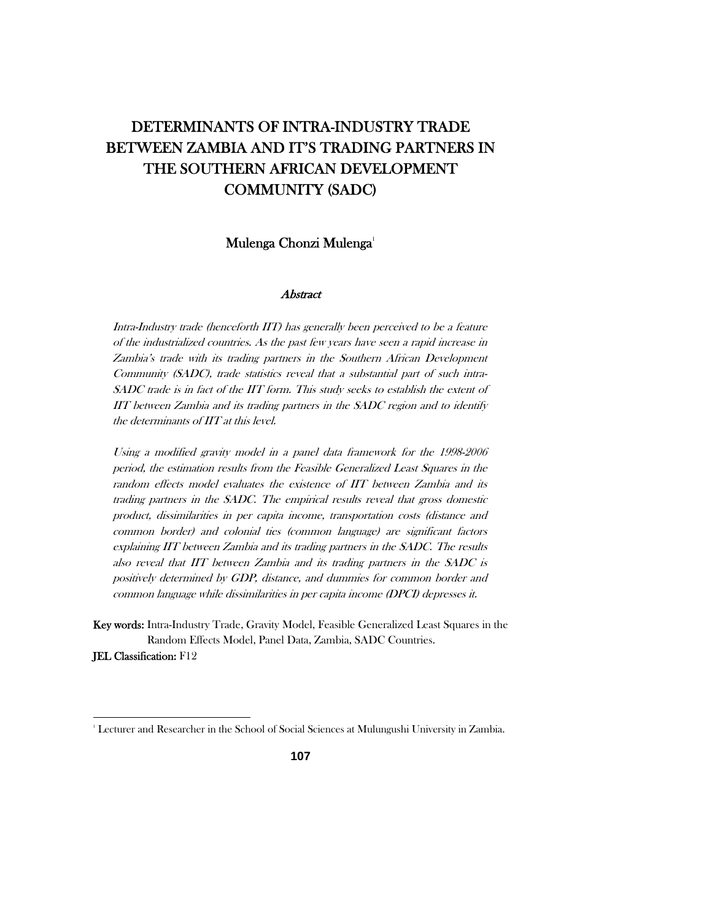# DETERMINANTS OF INTRA-INDUSTRY TRADE BETWEEN ZAMBIA AND IT'S TRADING PARTNERS IN THE SOUTHERN AFRICAN DEVELOPMENT COMMUNITY (SADC)

Mulenga Chonzi Mulenga[1]

## *Abstract*

*Intra-Industry trade (henceforth IIT) has generally been perceived to be a feature of the industrialized countries. As the past few years have seen a rapid increase in Zambia's trade with its trading partners in the Southern African Development Community (SADC), trade statistics reveal that a substantial part of such intra-SADC trade is in fact of the IIT form. This study seeks to establish the extent of IIT between Zambia and its trading partners in the SADC region and to identify the determinants of IIT at this level.*

*Using a modified gravity model in a panel data framework for the 1998-2006 period, the estimation results from the Feasible Generalized Least Squares in the random effects model evaluates the existence of IIT between Zambia and its trading partners in the SADC. The empirical results reveal that gross domestic product, dissimilarities in per capita income, transportation costs (distance and common border) and colonial ties (common language) are significant factors explaining IIT between Zambia and its trading partners in the SADC. The results also reveal that IIT between Zambia and its trading partners in the SADC is positively determined by GDP, distance, and dummies for common border and common language while dissimilarities in per capita income (DPCI) depresses it.*

**Key words:** Intra-Industry Trade, Gravity Model, Feasible Generalized Least Squares in the Random Effects Model, Panel Data, Zambia, SADC Countries.

**JEL Classification:** F12

---

[1] Lecturer and Researcher in the School of Social Sciences at Mulungushi University in Zambia.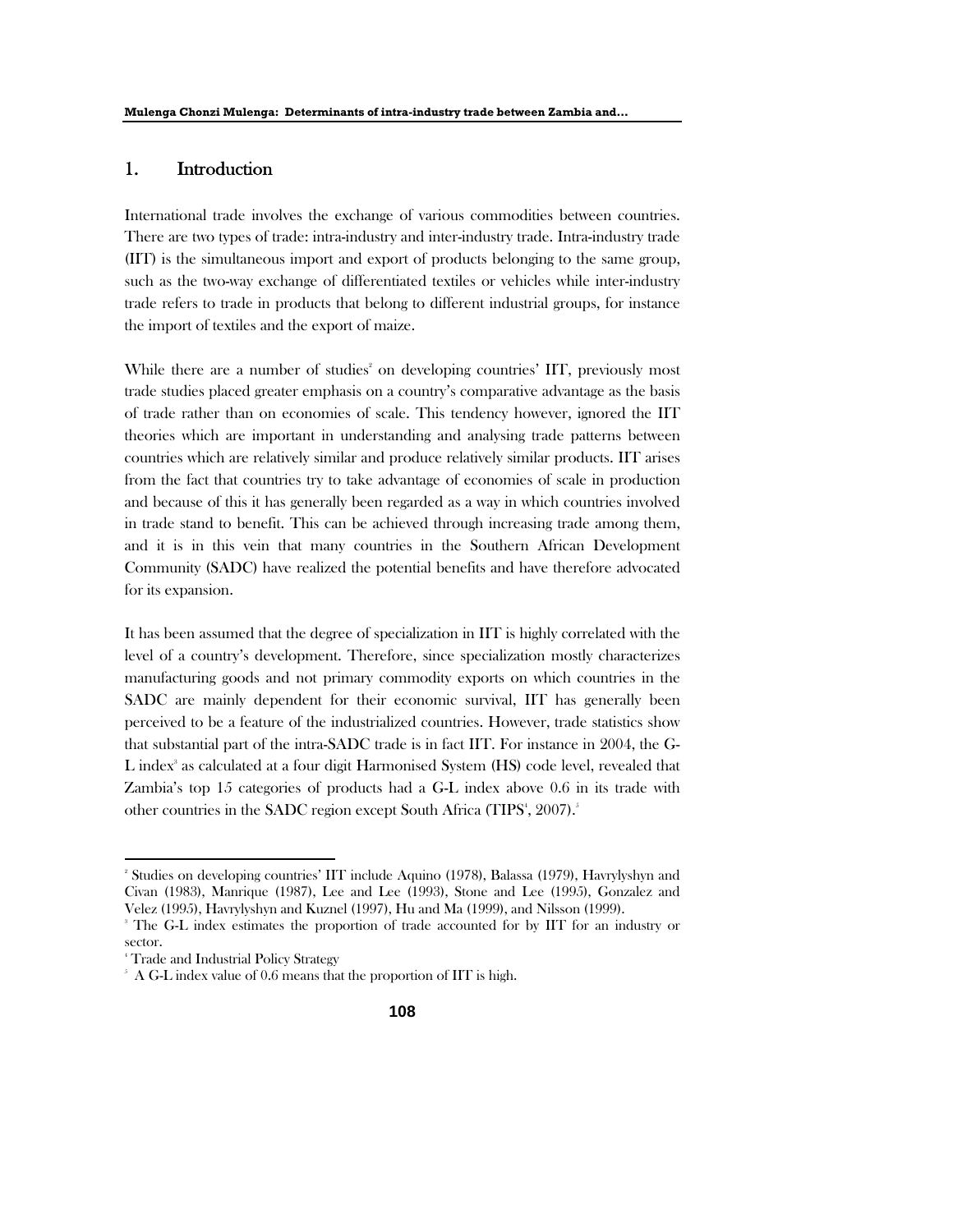## 1. Introduction

International trade involves the exchange of various commodities between countries. There are two types of trade: intra-industry and inter-industry trade. Intra-industry trade (IIT) is the simultaneous import and export of products belonging to the same group, such as the two-way exchange of differentiated textiles or vehicles while inter-industry trade refers to trade in products that belong to different industrial groups, for instance the import of textiles and the export of maize.

While there are a number of studies[2] on developing countries' IIT, previously most trade studies placed greater emphasis on a country's comparative advantage as the basis of trade rather than on economies of scale. This tendency however, ignored the IIT theories which are important in understanding and analysing trade patterns between countries which are relatively similar and produce relatively similar products. IIT arises from the fact that countries try to take advantage of economies of scale in production and because of this it has generally been regarded as a way in which countries involved in trade stand to benefit. This can be achieved through increasing trade among them, and it is in this vein that many countries in the Southern African Development Community (SADC) have realized the potential benefits and have therefore advocated for its expansion.

It has been assumed that the degree of specialization in IIT is highly correlated with the level of a country's development. Therefore, since specialization mostly characterizes manufacturing goods and not primary commodity exports on which countries in the SADC are mainly dependent for their economic survival, IIT has generally been perceived to be a feature of the industrialized countries. However, trade statistics show that substantial part of the intra-SADC trade is in fact IIT. For instance in 2004, the G-L index[3] as calculated at a four digit Harmonised System (HS) code level, revealed that Zambia's top 15 categories of products had a G-L index above 0.6 in its trade with other countries in the SADC region except South Africa (TIPS[4], 2007).[5]

---

[2] Studies on developing countries' IIT include Aquino (1978), Balassa (1979), Havrylyshyn and Civan (1983), Manrique (1987), Lee and Lee (1993), Stone and Lee (1995), Gonzalez and Velez (1995), Havrylyshyn and Kuznel (1997), Hu and Ma (1999), and Nilsson (1999).

[3] The G-L index estimates the proportion of trade accounted for by IIT for an industry or sector.

[4] Trade and Industrial Policy Strategy

[5] A G-L index value of 0.6 means that the proportion of IIT is high.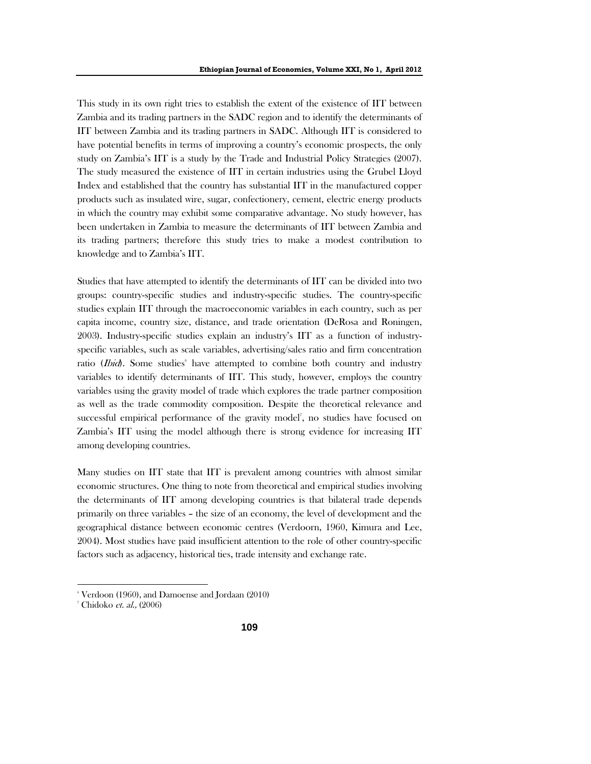This study in its own right tries to establish the extent of the existence of IIT between Zambia and its trading partners in the SADC region and to identify the determinants of IIT between Zambia and its trading partners in SADC. Although IIT is considered to have potential benefits in terms of improving a country's economic prospects, the only study on Zambia's IIT is a study by the Trade and Industrial Policy Strategies (2007). The study measured the existence of IIT in certain industries using the Grubel Lloyd Index and established that the country has substantial IIT in the manufactured copper products such as insulated wire, sugar, confectionery, cement, electric energy products in which the country may exhibit some comparative advantage. No study however, has been undertaken in Zambia to measure the determinants of IIT between Zambia and its trading partners; therefore this study tries to make a modest contribution to knowledge and to Zambia's IIT.

Studies that have attempted to identify the determinants of IIT can be divided into two groups: country-specific studies and industry-specific studies. The country-specific studies explain IIT through the macroeconomic variables in each country, such as per capita income, country size, distance, and trade orientation (DeRosa and Roningen, 2003). Industry-specific studies explain an industry's IIT as a function of industry-specific variables, such as scale variables, advertising/sales ratio and firm concentration ratio (*Ibid*). Some studies[6] have attempted to combine both country and industry variables to identify determinants of IIT. This study, however, employs the country variables using the gravity model of trade which explores the trade partner composition as well as the trade commodity composition. Despite the theoretical relevance and successful empirical performance of the gravity model[7], no studies have focused on Zambia's IIT using the model although there is strong evidence for increasing IIT among developing countries.

Many studies on IIT state that IIT is prevalent among countries with almost similar economic structures. One thing to note from theoretical and empirical studies involving the determinants of IIT among developing countries is that bilateral trade depends primarily on three variables – the size of an economy, the level of development and the geographical distance between economic centres (Verdoorn, 1960, Kimura and Lee, 2004). Most studies have paid insufficient attention to the role of other country-specific factors such as adjacency, historical ties, trade intensity and exchange rate.

---

[6] Verdoon (1960), and Damoense and Jordaan (2010)

[7] Chidoko *et. al.,* (2006)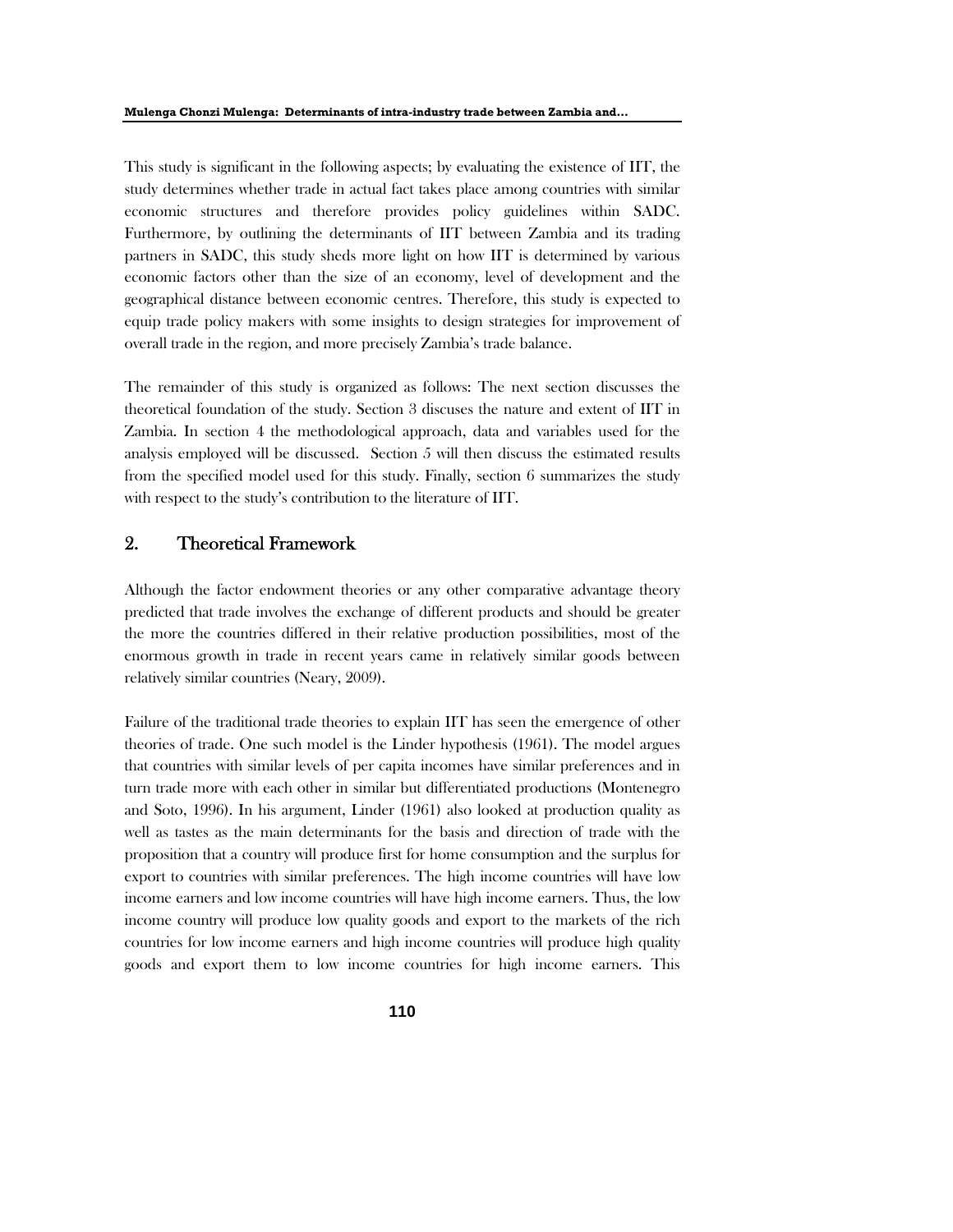This study is significant in the following aspects; by evaluating the existence of IIT, the study determines whether trade in actual fact takes place among countries with similar economic structures and therefore provides policy guidelines within SADC. Furthermore, by outlining the determinants of IIT between Zambia and its trading partners in SADC, this study sheds more light on how IIT is determined by various economic factors other than the size of an economy, level of development and the geographical distance between economic centres. Therefore, this study is expected to equip trade policy makers with some insights to design strategies for improvement of overall trade in the region, and more precisely Zambia's trade balance.

The remainder of this study is organized as follows: The next section discusses the theoretical foundation of the study. Section 3 discuses the nature and extent of IIT in Zambia. In section 4 the methodological approach, data and variables used for the analysis employed will be discussed. Section 5 will then discuss the estimated results from the specified model used for this study. Finally, section 6 summarizes the study with respect to the study's contribution to the literature of IIT.

## 2. Theoretical Framework

Although the factor endowment theories or any other comparative advantage theory predicted that trade involves the exchange of different products and should be greater the more the countries differed in their relative production possibilities, most of the enormous growth in trade in recent years came in relatively similar goods between relatively similar countries (Neary, 2009).

Failure of the traditional trade theories to explain IIT has seen the emergence of other theories of trade. One such model is the Linder hypothesis (1961). The model argues that countries with similar levels of per capita incomes have similar preferences and in turn trade more with each other in similar but differentiated productions (Montenegro and Soto, 1996). In his argument, Linder (1961) also looked at productions quality as well as tastes as the main determinants for the basis and direction of trade with the proposition that a country will produce first for home consumption and the surplus for export to countries with similar preferences. The high income countries will have low income earners and low income countries will have high income earners. Thus, the low income country will produce low quality goods and export to the markets of the rich countries for low income earners and high income countries will produce high quality goods and export them to low income countries for high income earners. This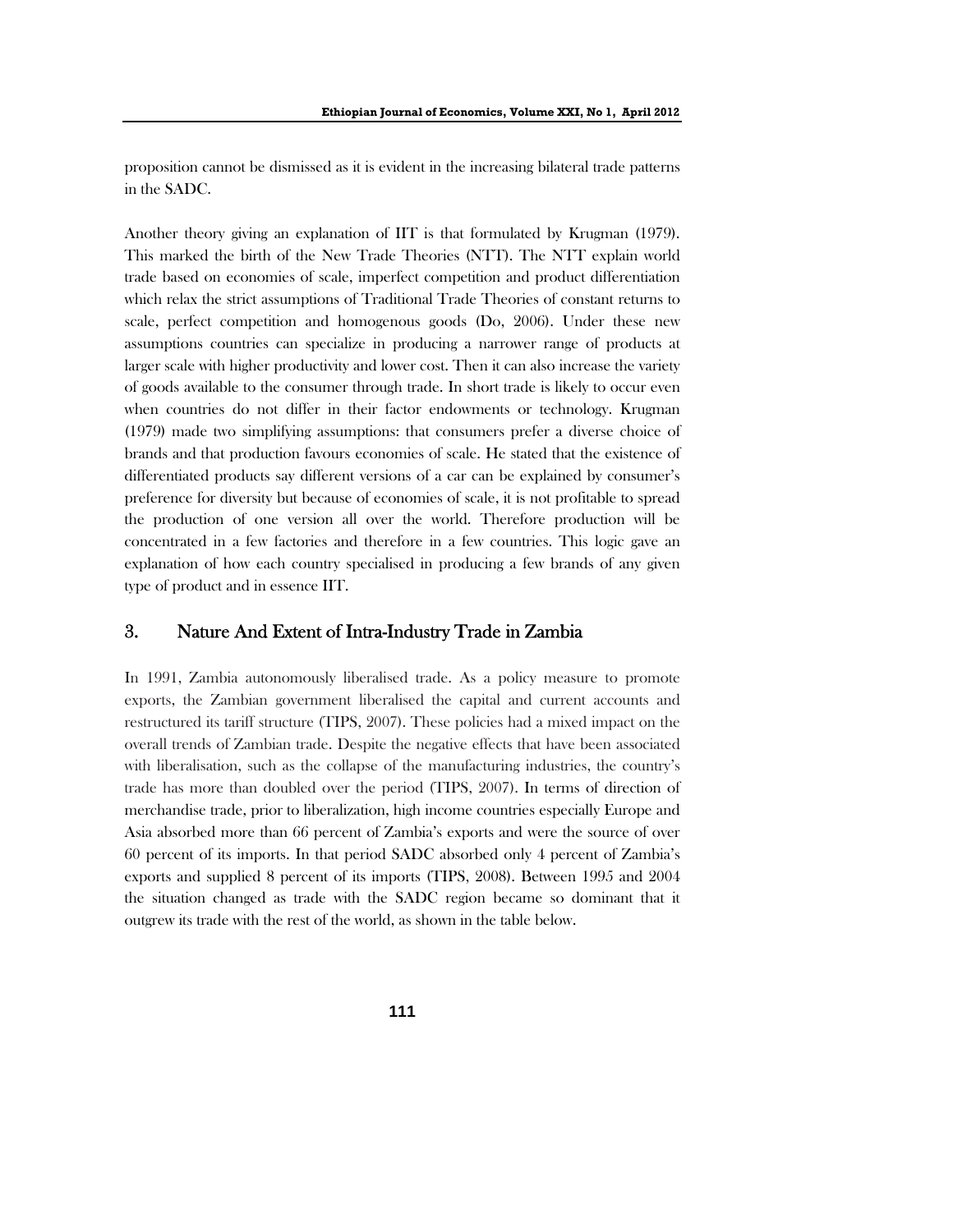proposition cannot be dismissed as it is evident in the increasing bilateral trade patterns in the SADC.

Another theory giving an explanation of IIT is that formulated by Krugman (1979). This marked the birth of the New Trade Theories (NTT). The NTT explain world trade based on economies of scale, imperfect competition and product differentiation which relax the strict assumptions of Traditional Trade Theories of constant returns to scale, perfect competition and homogenous goods (Do, 2006). Under these new assumptions countries can specialize in producing a narrower range of products at larger scale with higher productivity and lower cost. Then it can also increase the variety of goods available to the consumer through trade. In short trade is likely to occur even when countries do not differ in their factor endowments or technology. Krugman (1979) made two simplifying assumptions: that consumers prefer a diverse choice of brands and that production favours economies of scale. He stated that the existence of differentiated products say different versions of a car can be explained by consumer's preference for diversity but because of economies of scale, it is not profitable to spread the production of one version all over the world. Therefore production will be concentrated in a few factories and therefore in a few countries. This logic gave an explanation of how each country specialised in producing a few brands of any given type of product and in essence IIT.

## 3. Nature And Extent of Intra-Industry Trade in Zambia

In 1991, Zambia autonomously liberalised trade. As a policy measure to promote exports, the Zambian government liberalised the capital and current accounts and restructured its tariff structure (TIPS, 2007). These policies had a mixed impact on the overall trends of Zambian trade. Despite the negative effects that have been associated with liberalisation, such as the collapse of the manufacturing industries, the country's trade has more than doubled over the period (TIPS, 2007). In terms of direction of merchandise trade, prior to liberalization, high income countries especially Europe and Asia absorbed more than 66 percent of Zambia's exports and were the source of over 60 percent of its imports. In that period SADC absorbed only 4 percent of Zambia's exports and supplied 8 percent of its imports (TIPS, 2008). Between 1995 and 2004 the situation changed as trade with the SADC region became so dominant that it outgrew its trade with the rest of the world, as shown in the table below.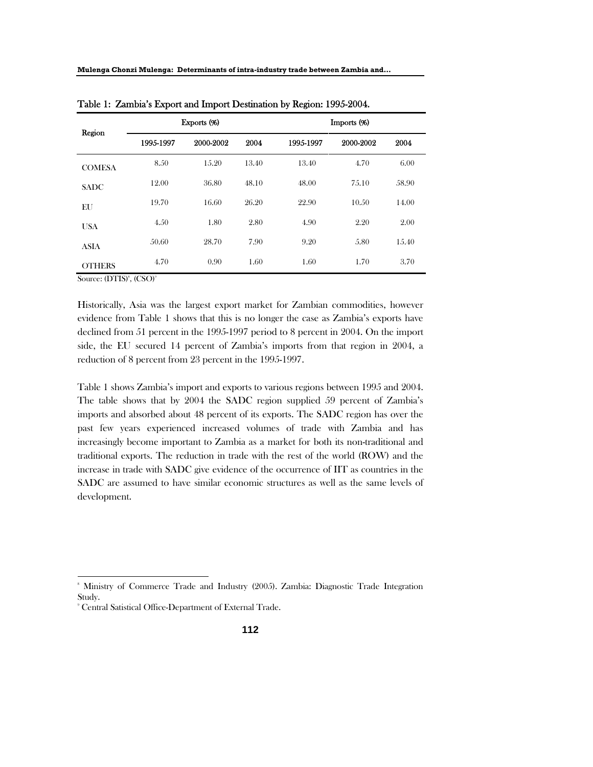Table 1: Zambia's Export and Import Destination by Region: 1995-2004.

| Region | Exports (%) | | | Imports (%) | | |
|---|---|---|---|---|---|---|
| | 1995-1997 | 2000-2002 | 2004 | 1995-1997 | 2000-2002 | 2004 |
| COMESA | 8.50 | 15.20 | 13.40 | 13.40 | 4.70 | 6.00 |
| SADC | 12.00 | 36.80 | 48.10 | 48.00 | 75.10 | 58.90 |
| EU | 19.70 | 16.60 | 26.20 | 22.90 | 10.50 | 14.00 |
| USA | 4.50 | 1.80 | 2.80 | 4.90 | 2.20 | 2.00 |
| ASIA | 50.60 | 28.70 | 7.90 | 9.20 | 5.80 | 15.40 |
| OTHERS | 4.70 | 0.90 | 1.60 | 1.60 | 1.70 | 3.70 |

Source: (DTIS)[8], (CSO)[9]

Historically, Asia was the largest export market for Zambian commodities, however evidence from Table 1 shows that this is no longer the case as Zambia's exports have declined from 51 percent in the 1995-1997 period to 8 percent in 2004. On the import side, the EU secured 14 percent of Zambia's imports from that region in 2004, a reduction of 8 percent from 23 percent in the 1995-1997.

Table 1 shows Zambia's import and exports to various regions between 1995 and 2004. The table shows that by 2004 the SADC region supplied 59 percent of Zambia's imports and absorbed about 48 percent of its exports. The SADC region has over the past few years experienced increased volumes of trade with Zambia and has increasingly become important to Zambia as a market for both its non-traditional and traditional exports. The reduction in trade with the rest of the world (ROW) and the increase in trade with SADC give evidence of the occurrence of IIT as countries in the SADC are assumed to have similar economic structures as well as the same levels of development.

[8] Ministry of Commerce Trade and Industry (2005). Zambia: Diagnostic Trade Integration Study.

[9] Central Satistical Office-Department of External Trade.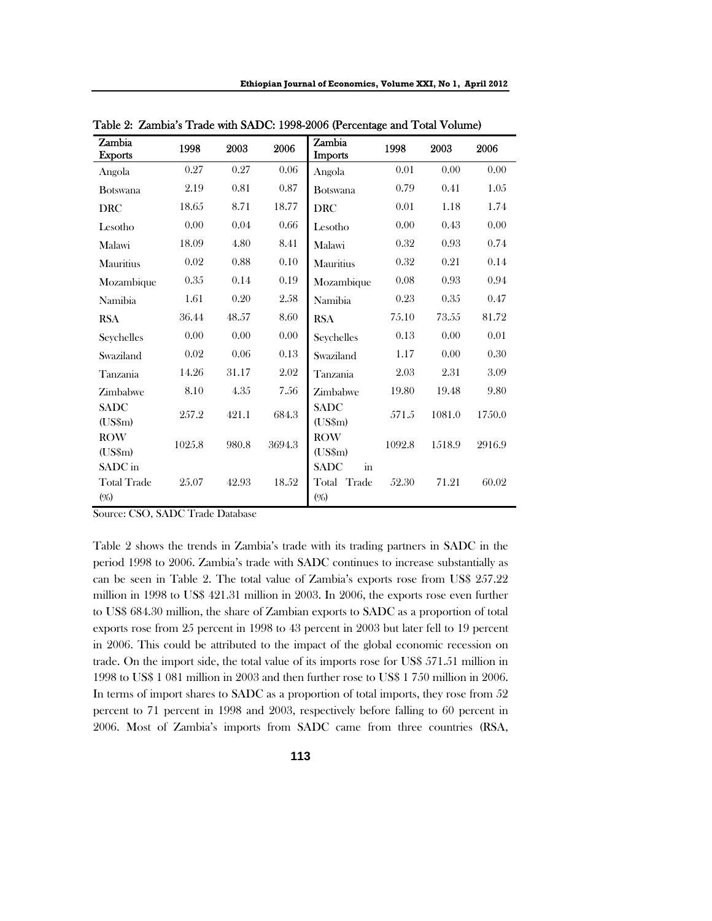Table 2: Zambia's Trade with SADC: 1998-2006 (Percentage and Total Volume)

| Zambia Exports | 1998 | 2003 | 2006 | Zambia Imports | 1998 | 2003 | 2006 |
|---|---|---|---|---|---|---|---|
| Angola | 0.27 | 0.27 | 0.06 | Angola | 0.01 | 0.00 | 0.00 |
| Botswana | 2.19 | 0.81 | 0.87 | Botswana | 0.79 | 0.41 | 1.05 |
| DRC | 18.65 | 8.71 | 18.77 | DRC | 0.01 | 1.18 | 1.74 |
| Lesotho | 0.00 | 0.04 | 0.66 | Lesotho | 0.00 | 0.43 | 0.00 |
| Malawi | 18.09 | 4.80 | 8.41 | Malawi | 0.32 | 0.93 | 0.74 |
| Mauritius | 0.02 | 0.88 | 0.10 | Mauritius | 0.32 | 0.21 | 0.14 |
| Mozambique | 0.35 | 0.14 | 0.19 | Mozambique | 0.08 | 0.93 | 0.94 |
| Namibia | 1.61 | 0.20 | 2.58 | Namibia | 0.23 | 0.35 | 0.47 |
| RSA | 36.44 | 48.57 | 8.60 | RSA | 75.10 | 73.55 | 81.72 |
| Seychelles | 0.00 | 0.00 | 0.00 | Seychelles | 0.13 | 0.00 | 0.01 |
| Swaziland | 0.02 | 0.06 | 0.13 | Swaziland | 1.17 | 0.00 | 0.30 |
| Tanzania | 14.26 | 31.17 | 2.02 | Tanzania | 2.03 | 2.31 | 3.09 |
| Zimbabwe | 8.10 | 4.35 | 7.56 | Zimbabwe | 19.80 | 19.48 | 9.80 |
| SADC (US$m) | 257.2 | 421.1 | 684.3 | SADC (US$m) | 571.5 | 1081.0 | 1750.0 |
| ROW (US$m) | 1025.8 | 980.8 | 3694.3 | ROW (US$m) | 1092.8 | 1518.9 | 2916.9 |
| SADC in Total Trade (%) | 25.07 | 42.93 | 18.52 | SADC in Total Trade (%) | 52.30 | 71.21 | 60.02 |

Source: CSO, SADC Trade Database

Table 2 shows the trends in Zambia's trade with its trading partners in SADC in the period 1998 to 2006. Zambia's trade with SADC continues to increase substantially as can be seen in Table 2. The total value of Zambia's exports rose from US$ 257.22 million in 1998 to US$ 421.31 million in 2003. In 2006, the exports rose even further to US$ 684.30 million, the share of Zambian exports to SADC as a proportion of total exports rose from 25 percent in 1998 to 43 percent in 2003 but later fell to 19 percent in 2006. This could be attributed to the impact of the global economic recession on trade. On the import side, the total value of its imports rose for US$ 571.51 million in 1998 to US$ 1 081 million in 2003 and then further rose to US$ 1 750 million in 2006. In terms of import shares to SADC as a proportion of total imports, they rose from 52 percent to 71 percent in 1998 and 2003, respectively before falling to 60 percent in 2006. Most of Zambia's imports from SADC came from three countries (RSA,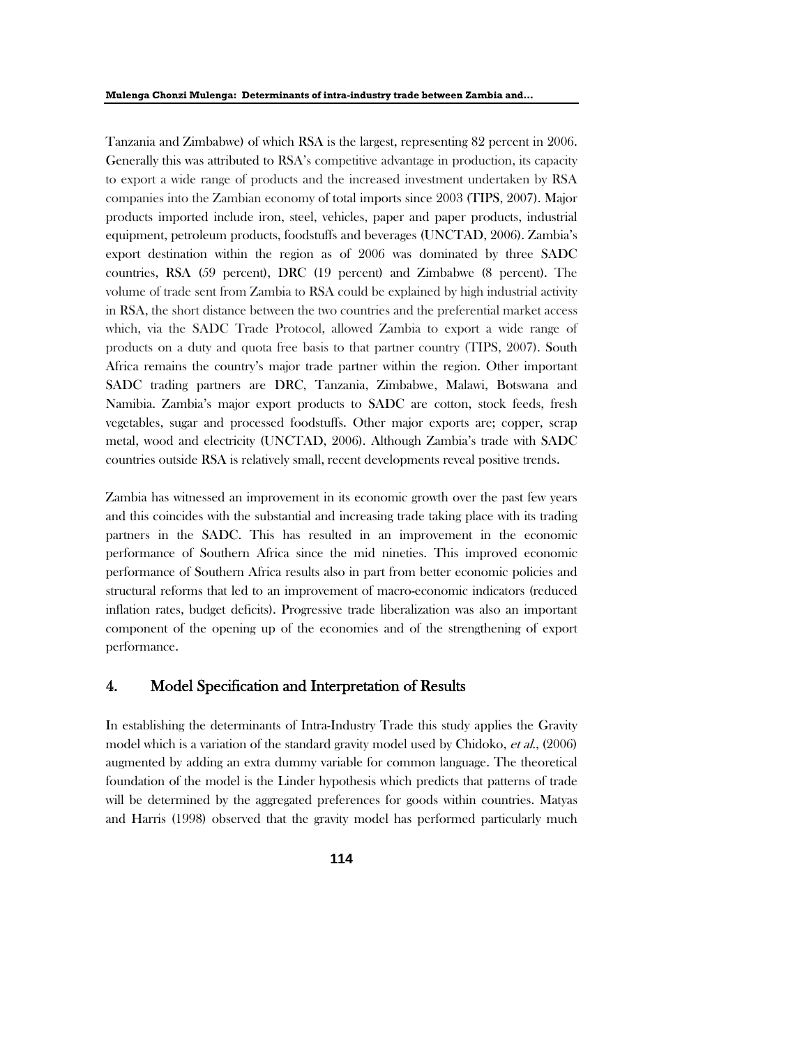Tanzania and Zimbabwe) of which RSA is the largest, representing 82 percent in 2006. Generally this was attributed to RSA's competitive advantage in production, its capacity to export a wide range of products and the increased investment undertaken by RSA companies into the Zambian economy of total imports since 2003 (TIPS, 2007). Major products imported include iron, steel, vehicles, paper and paper products, industrial equipment, petroleum products, foodstuffs and beverages (UNCTAD, 2006). Zambia's export destination within the region as of 2006 was dominated by three SADC countries, RSA (59 percent), DRC (19 percent) and Zimbabwe (8 percent). The volume of trade sent from Zambia to RSA could be explained by high industrial activity in RSA, the short distance between the two countries and the preferential market access which, via the SADC Trade Protocol, allowed Zambia to export a wide range of products on a duty and quota free basis to that partner country (TIPS, 2007). South Africa remains the country's major trade partner within the region. Other important SADC trading partners are DRC, Tanzania, Zimbabwe, Malawi, Botswana and Namibia. Zambia's major export products to SADC are cotton, stock feeds, fresh vegetables, sugar and processed foodstuffs. Other major exports are; copper, scrap metal, wood and electricity (UNCTAD, 2006). Although Zambia's trade with SADC countries outside RSA is relatively small, recent developments reveal positive trends.

Zambia has witnessed an improvement in its economic growth over the past few years and this coincides with the substantial and increasing trade taking place with its trading partners in the SADC. This has resulted in an improvement in the economic performance of Southern Africa since the mid nineties. This improved economic performance of Southern Africa results also in part from better economic policies and structural reforms that led to an improvement of macro-economic indicators (reduced inflation rates, budget deficits). Progressive trade liberalization was also an important component of the opening up of the economies and of the strengthening of export performance.

## 4. Model Specification and Interpretation of Results

In establishing the determinants of Intra-Industry Trade this study applies the Gravity model which is a variation of the standard gravity model used by Chidoko, *et al.*, (2006) augmented by adding an extra dummy variable for common language. The theoretical foundation of the model is the Linder hypothesis which predicts that patterns of trade will be determined by the aggregated preferences for goods within countries. Matyas and Harris (1998) observed that the gravity model has performed particularly much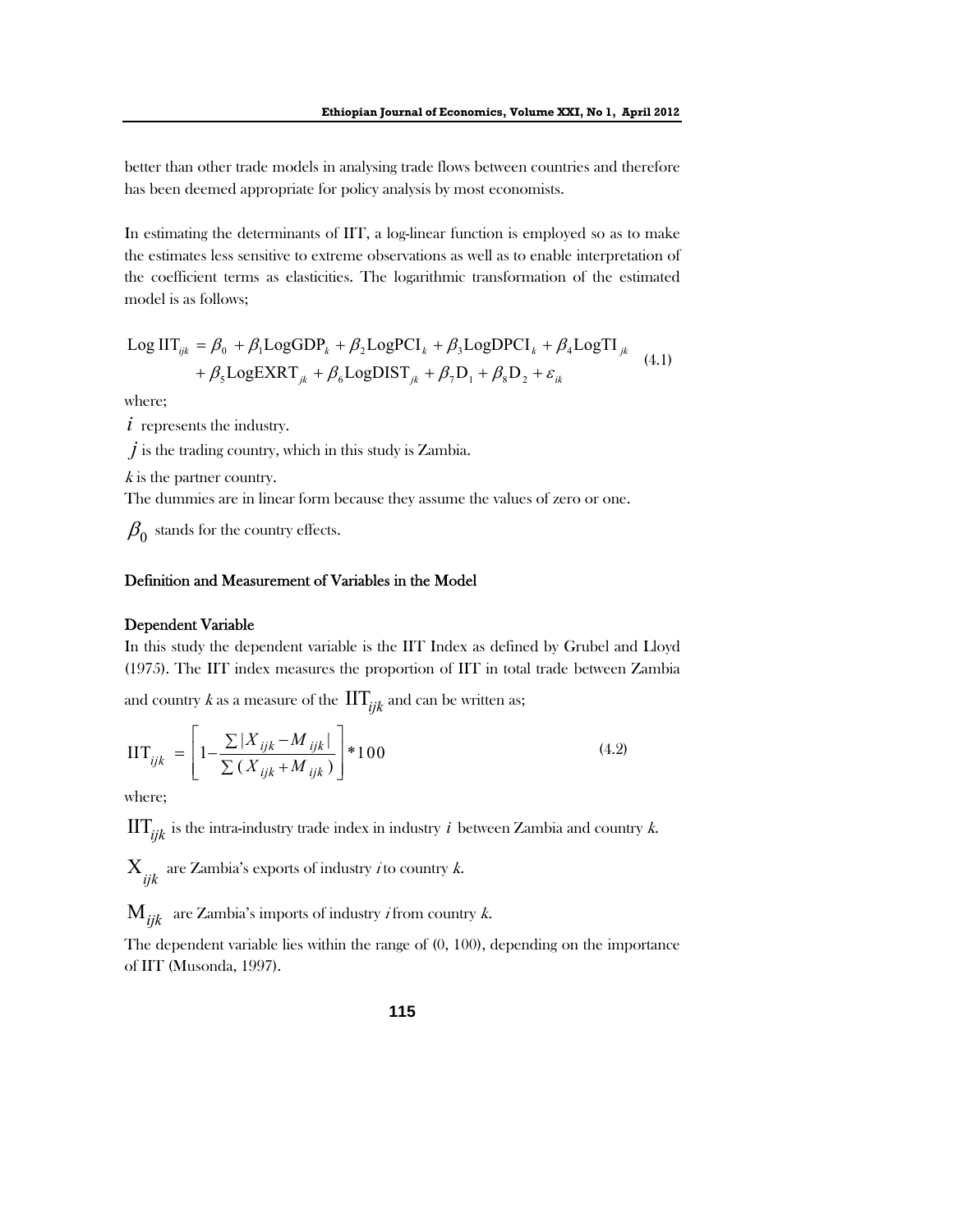better than other trade models in analysing trade flows between countries and therefore has been deemed appropriate for policy analysis by most economists.

In estimating the determinants of IIT, a log-linear function is employed so as to make the estimates less sensitive to extreme observations as well as to enable interpretation of the coefficient terms as elasticities. The logarithmic transformation of the estimated model is as follows;

$$\begin{aligned}\text{Log IIT}_{ijk} &= \beta_0 + \beta_1 \text{LogGDP}_k + \beta_2 \text{LogPCI}_k + \beta_3 \text{LogDPCI}_k + \beta_4 \text{LogTI}_{jk} \\ &+ \beta_5 \text{LogEXRT}_{jk} + \beta_6 \text{LogDIST}_{jk} + \beta_7 \text{D}_1 + \beta_8 \text{D}_2 + \varepsilon_{ik}\end{aligned} \tag{4.1}$$

where;

$i$ represents the industry.

$j$ is the trading country, which in this study is Zambia.

$k$ is the partner country.

The dummies are in linear form because they assume the values of zero or one.

$\beta_0$ stands for the country effects.

### Definition and Measurement of Variables in the Model

### Dependent Variable

In this study the dependent variable is the IIT Index as defined by Grubel and Lloyd (1975). The IIT index measures the proportion of IIT in total trade between Zambia and country $k$ as a measure of the $\text{IIT}_{ijk}$ and can be written as;

$$\text{IIT}_{ijk} = \left[1 - \frac{\sum |X_{ijk} - M_{ijk}|}{\sum (X_{ijk} + M_{ijk})}\right] * 100 \tag{4.2}$$

where;

$\text{IIT}_{ijk}$ is the intra-industry trade index in industry $i$ between Zambia and country $k$.

$\text{X}_{ijk}$ are Zambia's exports of industry $i$ to country $k$.

$\text{M}_{ijk}$ are Zambia's imports of industry $i$ from country $k$.

The dependent variable lies within the range of (0, 100), depending on the importance of IIT (Musonda, 1997).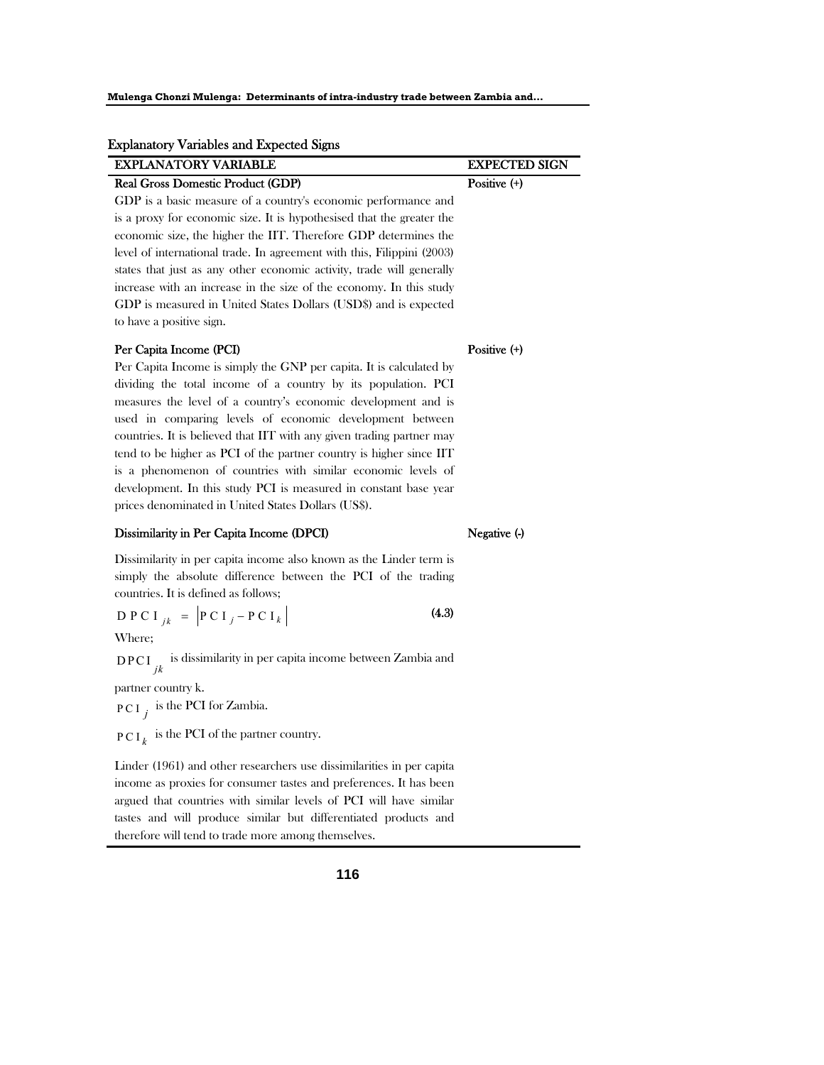Explanatory Variables and Expected Signs

| EXPLANATORY VARIABLE | EXPECTED SIGN |
|---|---|
| **Real Gross Domestic Product (GDP)**<br>GDP is a basic measure of a country's economic performance and is a proxy for economic size. It is hypothesised that the greater the economic size, the higher the IIT. Therefore GDP determines the level of international trade. In agreement with this, Filippini (2003) states that just as any other economic activity, trade will generally increase with an increase in the size of the economy. In this study GDP is measured in United States Dollars (USD$) and is expected to have a positive sign. | Positive (+) |
| **Per Capita Income (PCI)**<br>Per Capita Income is simply the GNP per capita. It is calculated by dividing the total income of a country by its population. PCI measures the level of a country's economic development and is used in comparing levels of economic development between countries. It is believed that IIT with any given trading partner may tend to be higher as PCI of the partner country is higher since IIT is a phenomenon of countries with similar economic levels of development. In this study PCI is measured in constant base year prices denominated in United States Dollars (US$). | Positive (+) |
| **Dissimilarity in Per Capita Income (DPCI)**<br>Dissimilarity in per capita income also known as the Linder term is simply the absolute difference between the PCI of the trading countries. It is defined as follows;<br>$DPCI_{jk} = \left\| PCI_j - PCI_k \right\|$ **(4.3)**<br>Where;<br>$DPCI_{jk}$ is dissimilarity in per capita income between Zambia and partner country k.<br>$PCI_j$ is the PCI for Zambia.<br>$PCI_k$ is the PCI of the partner country.<br>Linder (1961) and other researchers use dissimilarities in per capita income as proxies for consumer tastes and preferences. It has been argued that countries with similar levels of PCI will have similar tastes and will produce similar but differentiated products and therefore will tend to trade more among themselves. | Negative (-) |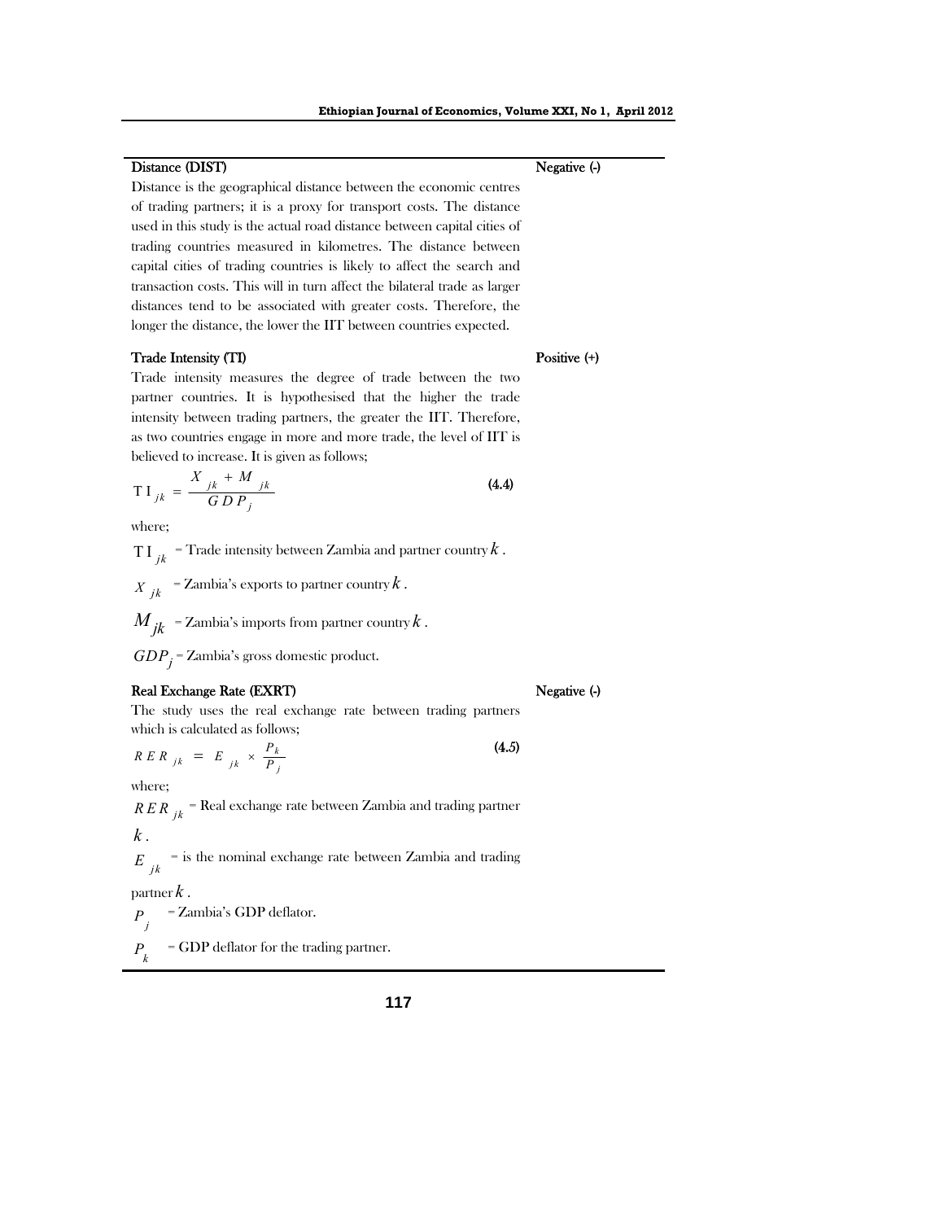| | |
|---|---|
| **Distance (DIST)**<br>Distance is the geographical distance between the economic centres of trading partners; it is a proxy for transport costs. The distance used in this study is the actual road distance between capital cities of trading countries measured in kilometres. The distance between capital cities of trading countries is likely to affect the search and transaction costs. This will in turn affect the bilateral trade as larger distances tend to be associated with greater costs. Therefore, the longer the distance, the lower the IIT between countries expected. | Negative (-) |
| **Trade Intensity (TI)**<br>Trade intensity measures the degree of trade between the two partner countries. It is hypothesised that the higher the trade intensity between trading partners, the greater the IIT. Therefore, as two countries engage in more and more trade, the level of IIT is believed to increase. It is given as follows;<br>$TI_{jk} = \frac{X_{jk} + M_{jk}}{GDP_j}$ **(4.4)**<br>where;<br>$TI_{jk}$ = Trade intensity between Zambia and partner country $k$.<br>$X_{jk}$ = Zambia's exports to partner country $k$.<br>$M_{jk}$ = Zambia's imports from partner country $k$.<br>$GDP_j$ = Zambia's gross domestic product. | Positive (+) |
| **Real Exchange Rate (EXRT)**<br>The study uses the real exchange rate between trading partners which is calculated as follows;<br>$RER_{jk} = E_{jk} \times \frac{P_k}{P_j}$ **(4.5)**<br>where;<br>$RER_{jk}$ = Real exchange rate between Zambia and trading partner $k$.<br>$E_{jk}$ = is the nominal exchange rate between Zambia and trading partner $k$.<br>$P_j$ = Zambia's GDP deflator.<br>$P_k$ = GDP deflator for the trading partner. | Negative (-) |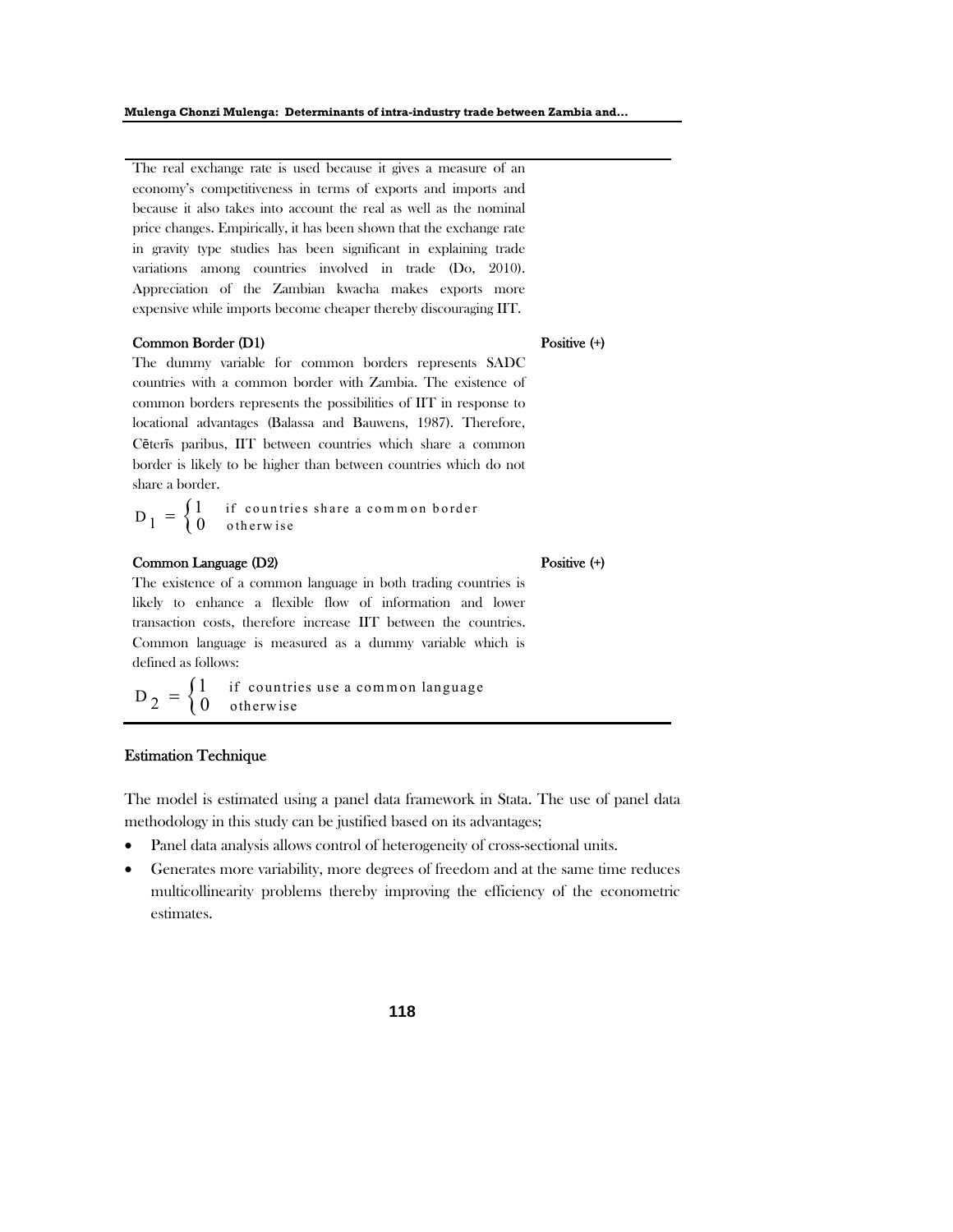| | |
|---|---|
| The real exchange rate is used because it gives a measure of an economy's competitiveness in terms of exports and imports and because it also takes into account the real as well as the nominal price changes. Empirically, it has been shown that the exchange rate in gravity type studies has been significant in explaining trade variations among countries involved in trade (Do, 2010). Appreciation of the Zambian kwacha makes exports more expensive while imports become cheaper thereby discouraging IIT. | |
| **Common Border (D1)**<br>The dummy variable for common borders represents SADC countries with a common border with Zambia. The existence of common borders represents the possibilities of IIT in response to locational advantages (Balassa and Bauwens, 1987). Therefore, Cēterīs paribus, IIT between countries which share a common border is likely to be higher than between countries which do not share a border.<br>$D_1 = \begin{cases} 1 & \text{if countries share a common border} \\ 0 & \text{otherwise} \end{cases}$ | Positive (+) |
| **Common Language (D2)**<br>The existence of a common language in both trading countries is likely to enhance a flexible flow of information and lower transaction costs, therefore increase IIT between the countries. Common language is measured as a dummy variable which is defined as follows:<br>$D_2 = \begin{cases} 1 & \text{if countries use a common language} \\ 0 & \text{otherwise} \end{cases}$ | Positive (+) |

## Estimation Technique

The model is estimated using a panel data framework in Stata. The use of panel data methodology in this study can be justified based on its advantages;

- Panel data analysis allows control of heterogeneity of cross-sectional units.
- Generates more variability, more degrees of freedom and at the same time reduces multicollinearity problems thereby improving the efficiency of the econometric estimates.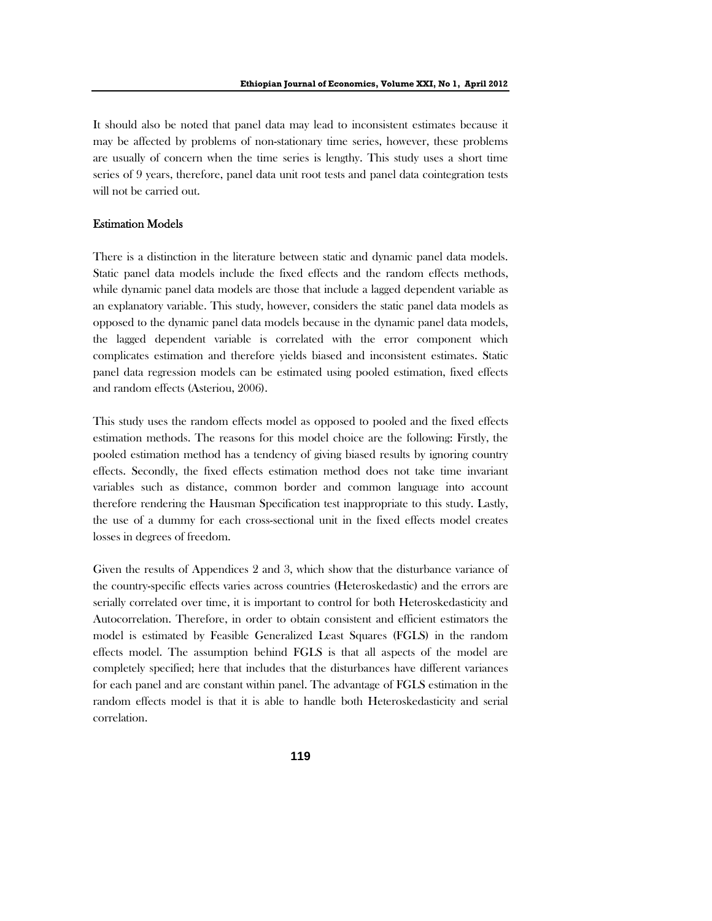It should also be noted that panel data may lead to inconsistent estimates because it may be affected by problems of non-stationary time series, however, these problems are usually of concern when the time series is lengthy. This study uses a short time series of 9 years, therefore, panel data unit root tests and panel data cointegration tests will not be carried out.

### Estimation Models

There is a distinction in the literature between static and dynamic panel data models. Static panel data models include the fixed effects and the random effects methods, while dynamic panel data models are those that include a lagged dependent variable as an explanatory variable. This study, however, considers the static panel data models as opposed to the dynamic panel data models because in the dynamic panel data models, the lagged dependent variable is correlated with the error component which complicates estimation and therefore yields biased and inconsistent estimates. Static panel data regression models can be estimated using pooled estimation, fixed effects and random effects (Asteriou, 2006).

This study uses the random effects model as opposed to pooled and the fixed effects estimation methods. The reasons for this model choice are the following: Firstly, the pooled estimation method has a tendency of giving biased results by ignoring country effects. Secondly, the fixed effects estimation method does not take time invariant variables such as distance, common border and common language into account therefore rendering the Hausman Specification test inappropriate to this study. Lastly, the use of a dummy for each cross-sectional unit in the fixed effects model creates losses in degrees of freedom.

Given the results of Appendices 2 and 3, which show that the disturbance variance of the country-specific effects varies across countries (Heteroskedastic) and the errors are serially correlated over time, it is important to control for both Heteroskedasticity and Autocorrelation. Therefore, in order to obtain consistent and efficient estimators the model is estimated by Feasible Generalized Least Squares (FGLS) in the random effects model. The assumption behind FGLS is that all aspects of the model are completely specified; here that includes that the disturbances have different variances for each panel and are constant within panel. The advantage of FGLS estimation in the random effects model is that it is able to handle both Heteroskedasticity and serial correlation.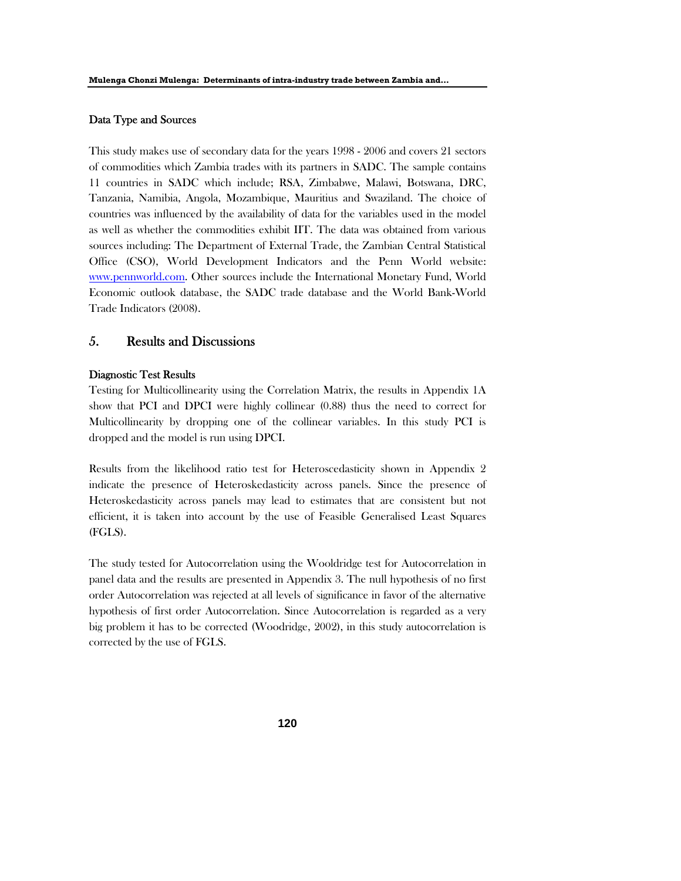### Data Type and Sources

This study makes use of secondary data for the years 1998 - 2006 and covers 21 sectors of commodities which Zambia trades with its partners in SADC. The sample contains 11 countries in SADC which include; RSA, Zimbabwe, Malawi, Botswana, DRC, Tanzania, Namibia, Angola, Mozambique, Mauritius and Swaziland. The choice of countries was influenced by the availability of data for the variables used in the model as well as whether the commodities exhibit IIT. The data was obtained from various sources including: The Department of External Trade, the Zambian Central Statistical Office (CSO), World Development Indicators and the Penn World website: www.pennworld.com. Other sources include the International Monetary Fund, World Economic outlook database, the SADC trade database and the World Bank-World Trade Indicators (2008).

## 5. Results and Discussions

### Diagnostic Test Results

Testing for Multicollinearity using the Correlation Matrix, the results in Appendix 1A show that PCI and DPCI were highly collinear (0.88) thus the need to correct for Multicollinearity by dropping one of the collinear variables. In this study PCI is dropped and the model is run using DPCI.

Results from the likelihood ratio test for Heteroscedasticity shown in Appendix 2 indicate the presence of Heteroskedasticity across panels. Since the presence of Heteroskedasticity across panels may lead to estimates that are consistent but not efficient, it is taken into account by the use of Feasible Generalised Least Squares (FGLS).

The study tested for Autocorrelation using the Wooldridge test for Autocorrelation in panel data and the results are presented in Appendix 3. The null hypothesis of no first order Autocorrelation was rejected at all levels of significance in favor of the alternative hypothesis of first order Autocorrelation. Since Autocorrelation is regarded as a very big problem it has to be corrected (Woodridge, 2002), in this study autocorrelation is corrected by the use of FGLS.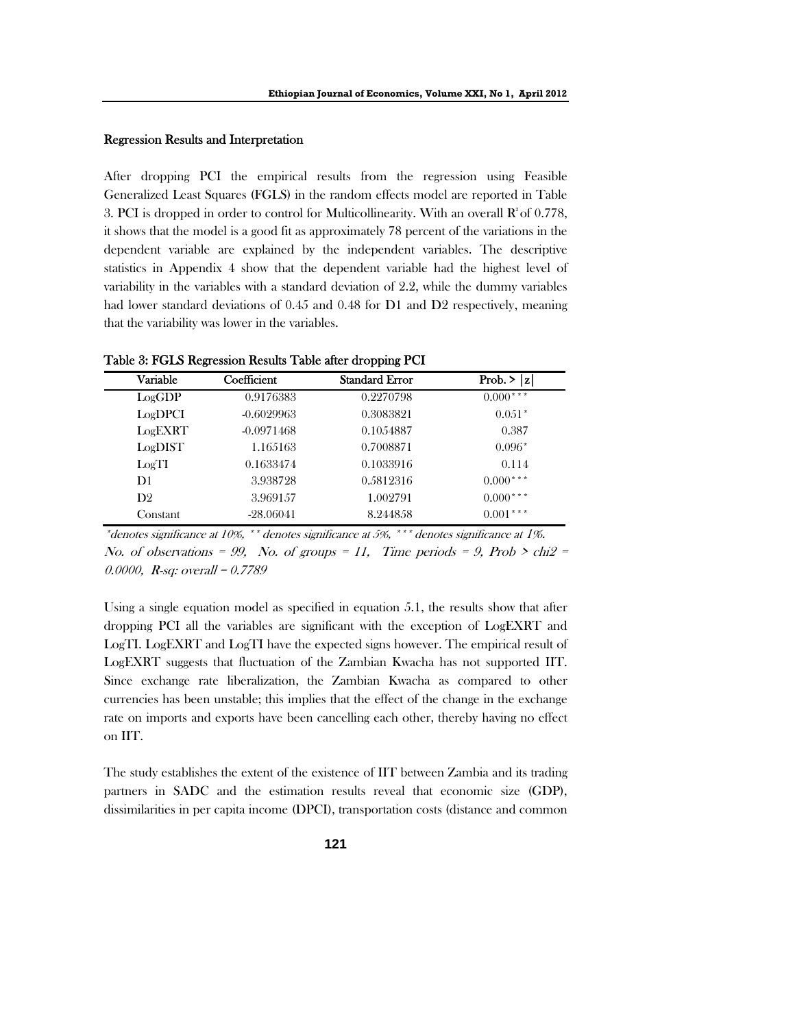### Regression Results and Interpretation

After dropping PCI the empirical results from the regression using Feasible Generalized Least Squares (FGLS) in the random effects model are reported in Table 3. PCI is dropped in order to control for Multicollinearity. With an overall $R^2$ of 0.778, it shows that the model is a good fit as approximately 78 percent of the variations in the dependent variable are explained by the independent variables. The descriptive statistics in Appendix 4 show that the dependent variable had the highest level of variability in the variables with a standard deviation of 2.2, while the dummy variables had lower standard deviations of 0.45 and 0.48 for D1 and D2 respectively, meaning that the variability was lower in the variables.

**Table 3: FGLS Regression Results Table after dropping PCI**

| Variable | Coefficient | Standard Error | Prob. > \|z\| |
|---|---|---|---|
| LogGDP | 0.9176383 | 0.2270798 | 0.000*** |
| LogDPCI | -0.6029963 | 0.3083821 | 0.051* |
| LogEXRT | -0.0971468 | 0.1054887 | 0.387 |
| LogDIST | 1.165163 | 0.7008871 | 0.096* |
| LogTI | 0.1633474 | 0.1033916 | 0.114 |
| D1 | 3.938728 | 0.5812316 | 0.000*** |
| D2 | 3.969157 | 1.002791 | 0.000*** |
| Constant | -28.06041 | 8.244858 | 0.001*** |

*\*denotes significance at 10%, \*\* denotes significance at 5%, \*\*\* denotes significance at 1%.*
*No. of observations = 99, No. of groups = 11, Time periods = 9, Prob > chi2 = 0.0000, R-sq: overall = 0.7789*

Using a single equation model as specified in equation 5.1, the results show that after dropping PCI all the variables are significant with the exception of LogEXRT and LogTI. LogEXRT and LogTI have the expected signs however. The empirical result of LogEXRT suggests that fluctuation of the Zambian Kwacha has not supported IIT. Since exchange rate liberalization, the Zambian Kwacha as compared to other currencies has been unstable; this implies that the effect of the change in the exchange rate on imports and exports have been cancelling each other, thereby having no effect on IIT.

The study establishes the extent of the existence of IIT between Zambia and its trading partners in SADC and the estimation results reveal that economic size (GDP), dissimilarities in per capita income (DPCI), transportation costs (distance and common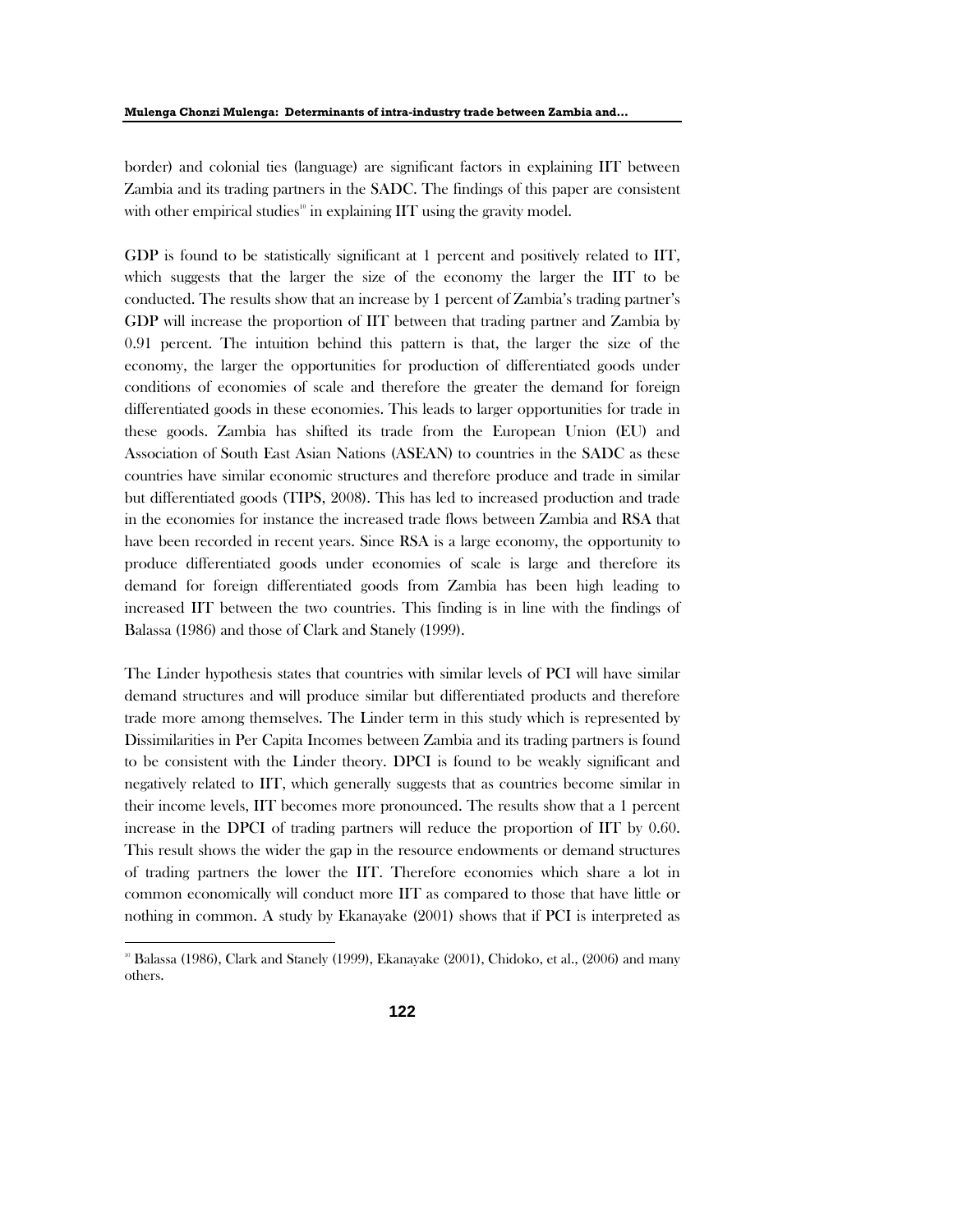border) and colonial ties (language) are significant factors in explaining IIT between Zambia and its trading partners in the SADC. The findings of this paper are consistent with other empirical studies[10] in explaining IIT using the gravity model.

GDP is found to be statistically significant at 1 percent and positively related to IIT, which suggests that the larger the size of the economy the larger the IIT to be conducted. The results show that an increase by 1 percent of Zambia's trading partner's GDP will increase the proportion of IIT between that trading partner and Zambia by 0.91 percent. The intuition behind this pattern is that, the larger the size of the economy, the larger the opportunities for production of differentiated goods under conditions of economies of scale and therefore the greater the demand for foreign differentiated goods in these economies. This leads to larger opportunities for trade in these goods. Zambia has shifted its trade from the European Union (EU) and Association of South East Asian Nations (ASEAN) to countries in the SADC as these countries have similar economic structures and therefore produce and trade in similar but differentiated goods (TIPS, 2008). This has led to increased production and trade in the economies for instance the increased trade flows between Zambia and RSA that have been recorded in recent years. Since RSA is a large economy, the opportunity to produce differentiated goods under economies of scale is large and therefore its demand for foreign differentiated goods from Zambia has been high leading to increased IIT between the two countries. This finding is in line with the findings of Balassa (1986) and those of Clark and Stanely (1999).

The Linder hypothesis states that countries with similar levels of PCI will have similar demand structures and will produce similar but differentiated products and therefore trade more among themselves. The Linder term in this study which is represented by Dissimilarities in Per Capita Incomes between Zambia and its trading partners is found to be consistent with the Linder theory. DPCI is found to be weakly significant and negatively related to IIT, which generally suggests that as countries become similar in their income levels, IIT becomes more pronounced. The results show that a 1 percent increase in the DPCI of trading partners will reduce the proportion of IIT by 0.60. This result shows the wider the gap in the resource endowments or demand structures of trading partners the lower the IIT. Therefore economies which share a lot in common economically will conduct more IIT as compared to those that have little or nothing in common. A study by Ekanayake (2001) shows that if PCI is interpreted as

[10] Balassa (1986), Clark and Stanely (1999), Ekanayake (2001), Chidoko, et al., (2006) and many others.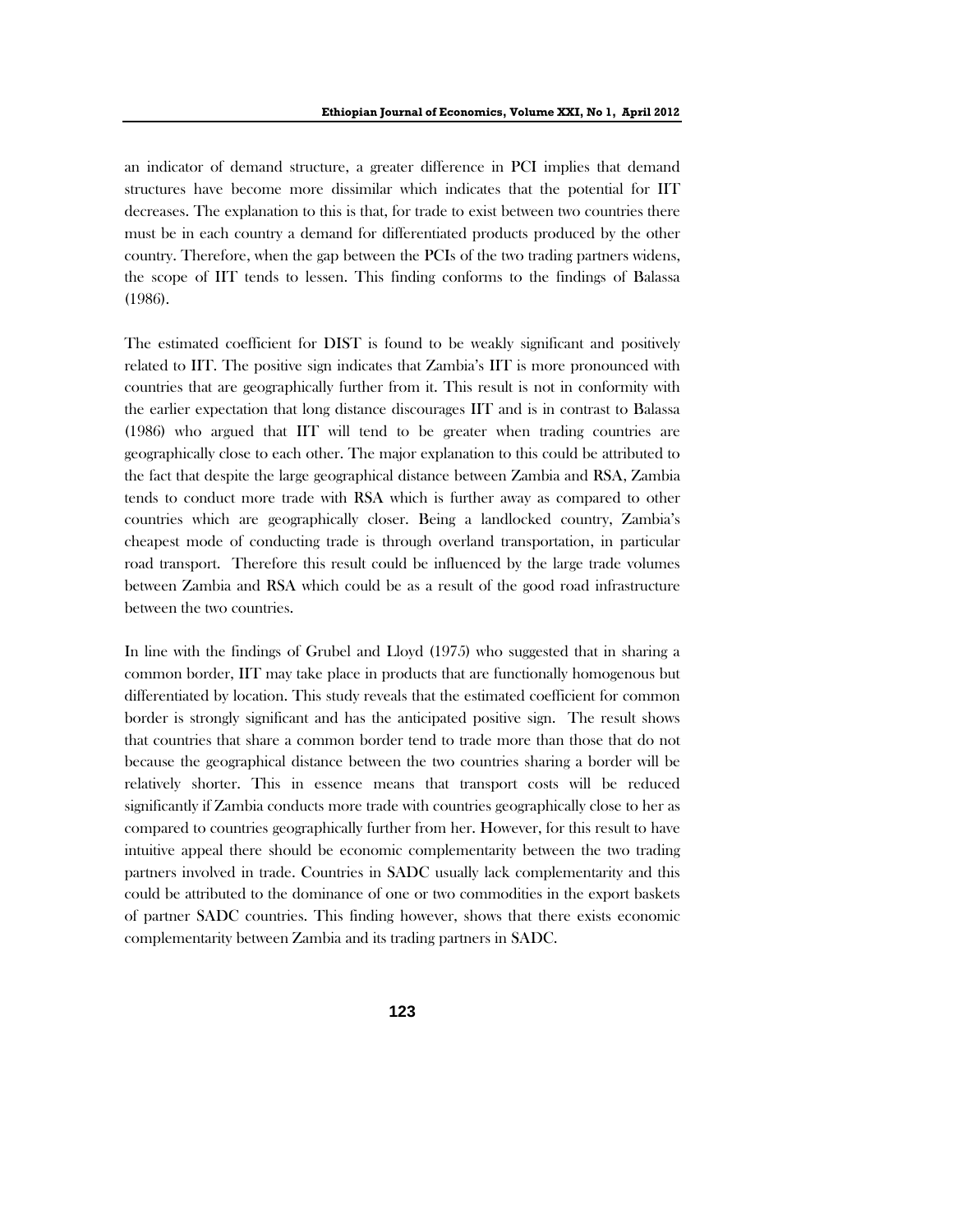an indicator of demand structure, a greater difference in PCI implies that demand structures have become more dissimilar which indicates that the potential for IIT decreases. The explanation to this is that, for trade to exist between two countries there must be in each country a demand for differentiated products produced by the other country. Therefore, when the gap between the PCIs of the two trading partners widens, the scope of IIT tends to lessen. This finding conforms to the findings of Balassa (1986).

The estimated coefficient for DIST is found to be weakly significant and positively related to IIT. The positive sign indicates that Zambia's IIT is more pronounced with countries that are geographically further from it. This result is not in conformity with the earlier expectation that long distance discourages IIT and is in contrast to Balassa (1986) who argued that IIT will tend to be greater when trading countries are geographically close to each other. The major explanation to this could be attributed to the fact that despite the large geographical distance between Zambia and RSA, Zambia tends to conduct more trade with RSA which is further away as compared to other countries which are geographically closer. Being a landlocked country, Zambia's cheapest mode of conducting trade is through overland transportation, in particular road transport. Therefore this result could be influenced by the large trade volumes between Zambia and RSA which could be as a result of the good road infrastructure between the two countries.

In line with the findings of Grubel and Lloyd (1975) who suggested that in sharing a common border, IIT may take place in products that are functionally homogenous but differentiated by location. This study reveals that the estimated coefficient for common border is strongly significant and has the anticipated positive sign. The result shows that countries that share a common border tend to trade more than those that do not because the geographical distance between the two countries sharing a border will be relatively shorter. This in essence means that transport costs will be reduced significantly if Zambia conducts more trade with countries geographically close to her as compared to countries geographically further from her. However, for this result to have intuitive appeal there should be economic complementarity between the two trading partners involved in trade. Countries in SADC usually lack complementarity and this could be attributed to the dominance of one or two commodities in the export baskets of partner SADC countries. This finding however, shows that there exists economic complementarity between Zambia and its trading partners in SADC.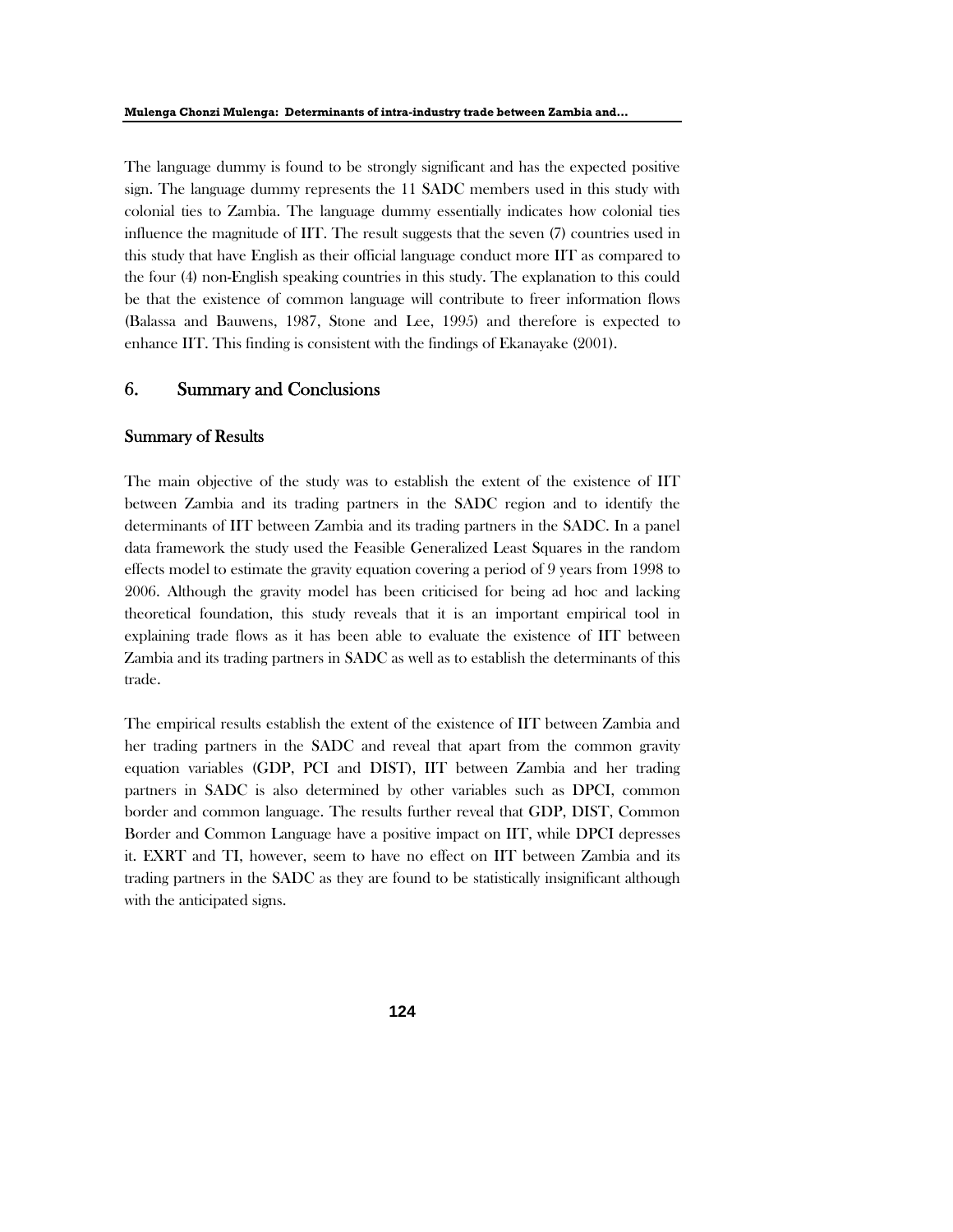The language dummy is found to be strongly significant and has the expected positive sign. The language dummy represents the 11 SADC members used in this study with colonial ties to Zambia. The language dummy essentially indicates how colonial ties influence the magnitude of IIT. The result suggests that the seven (7) countries used in this study that have English as their official language conduct more IIT as compared to the four (4) non-English speaking countries in this study. The explanation to this could be that the existence of common language will contribute to freer information flows (Balassa and Bauwens, 1987, Stone and Lee, 1995) and therefore is expected to enhance IIT. This finding is consistent with the findings of Ekanayake (2001).

## 6. Summary and Conclusions

### Summary of Results

The main objective of the study was to establish the extent of the existence of IIT between Zambia and its trading partners in the SADC region and to identify the determinants of IIT between Zambia and its trading partners in the SADC. In a panel data framework the study used the Feasible Generalized Least Squares in the random effects model to estimate the gravity equation covering a period of 9 years from 1998 to 2006. Although the gravity model has been criticised for being ad hoc and lacking theoretical foundation, this study reveals that it is an important empirical tool in explaining trade flows as it has been able to evaluate the existence of IIT between Zambia and its trading partners in SADC as well as to establish the determinants of this trade.

The empirical results establish the extent of the existence of IIT between Zambia and her trading partners in the SADC and reveal that apart from the common gravity equation variables (GDP, PCI and DIST), IIT between Zambia and her trading partners in SADC is also determined by other variables such as DPCI, common border and common language. The results further reveal that GDP, DIST, Common Border and Common Language have a positive impact on IIT, while DPCI depresses it. EXRT and TI, however, seem to have no effect on IIT between Zambia and its trading partners in the SADC as they are found to be statistically insignificant although with the anticipated signs.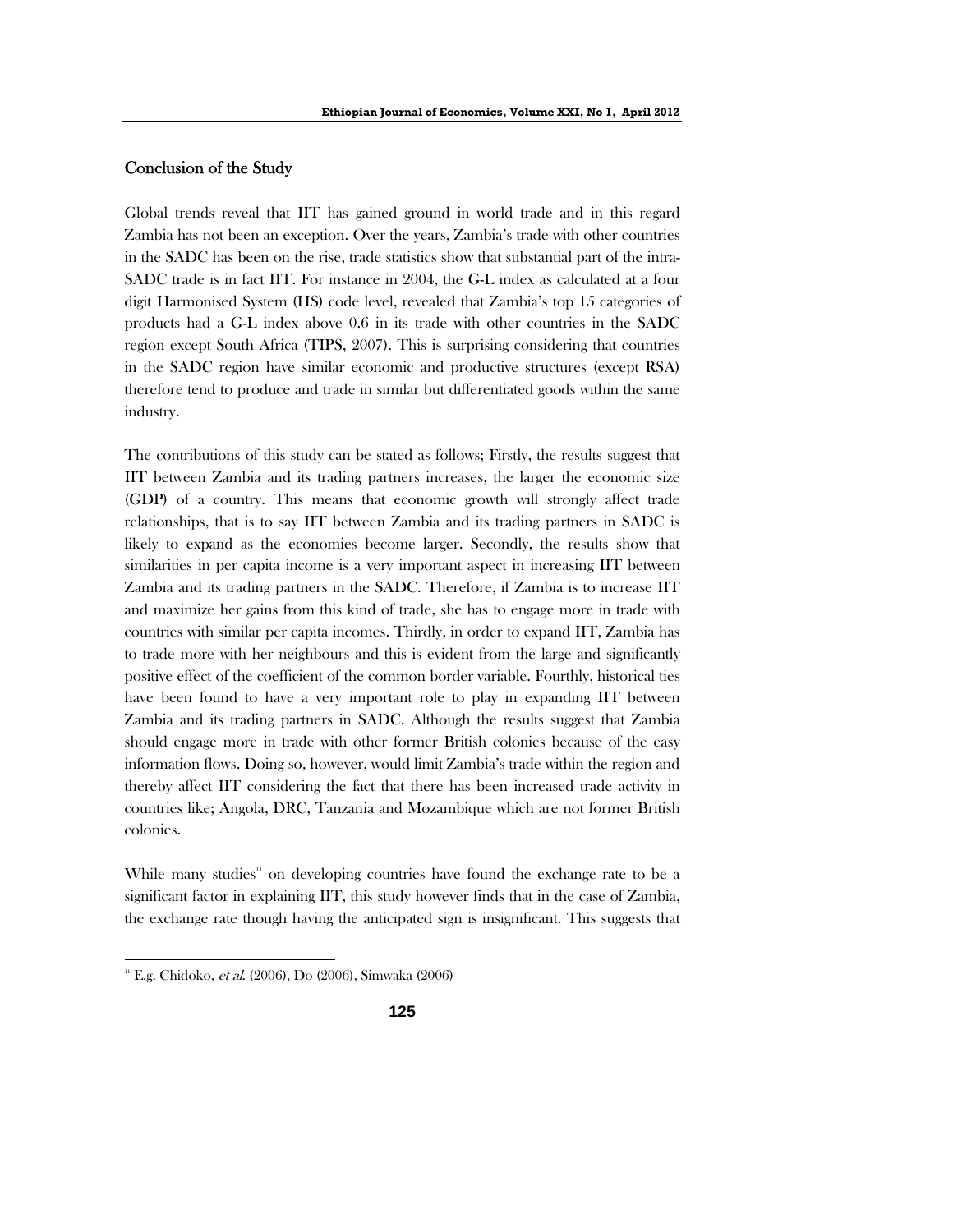## Conclusion of the Study

Global trends reveal that IIT has gained ground in world trade and in this regard Zambia has not been an exception. Over the years, Zambia's trade with other countries in the SADC has been on the rise, trade statistics show that substantial part of the intra-SADC trade is in fact IIT. For instance in 2004, the G-L index as calculated at a four digit Harmonised System (HS) code level, revealed that Zambia's top 15 categories of products had a G-L index above 0.6 in its trade with other countries in the SADC region except South Africa (TIPS, 2007). This is surprising considering that countries in the SADC region have similar economic and productive structures (except RSA) therefore tend to produce and trade in similar but differentiated goods within the same industry.

The contributions of this study can be stated as follows; Firstly, the results suggest that IIT between Zambia and its trading partners increases, the larger the economic size (GDP) of a country. This means that economic growth will strongly affect trade relationships, that is to say IIT between Zambia and its trading partners in SADC is likely to expand as the economies become larger. Secondly, the results show that similarities in per capita income is a very important aspect in increasing IIT between Zambia and its trading partners in the SADC. Therefore, if Zambia is to increase IIT and maximize her gains from this kind of trade, she has to engage more in trade with countries with similar per capita incomes. Thirdly, in order to expand IIT, Zambia has to trade more with her neighbours and this is evident from the large and significantly positive effect of the coefficient of the common border variable. Fourthly, historical ties have been found to have a very important role to play in expanding IIT between Zambia and its trading partners in SADC. Although the results suggest that Zambia should engage more in trade with other former British colonies because of the easy information flows. Doing so, however, would limit Zambia's trade within the region and thereby affect IIT considering the fact that there has been increased trade activity in countries like; Angola, DRC, Tanzania and Mozambique which are not former British colonies.

While many studies[11] on developing countries have found the exchange rate to be a significant factor in explaining IIT, this study however finds that in the case of Zambia, the exchange rate though having the anticipated sign is insignificant. This suggests that

[11] E.g. Chidoko, *et al.* (2006), Do (2006), Simwaka (2006)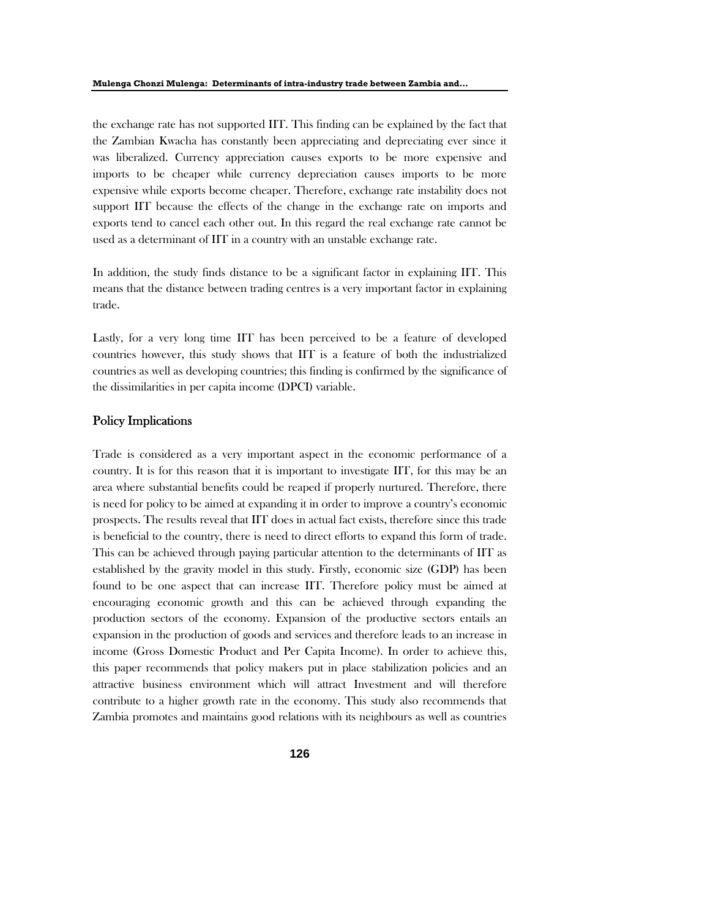the exchange rate has not supported IIT. This finding can be explained by the fact that the Zambian Kwacha has constantly been appreciating and depreciating ever since it was liberalized. Currency appreciation causes exports to be more expensive and imports to be cheaper while currency depreciation causes imports to be more expensive while exports become cheaper. Therefore, exchange rate instability does not support IIT because the effects of the change in the exchange rate on imports and exports tend to cancel each other out. In this regard the real exchange rate cannot be used as a determinant of IIT in a country with an unstable exchange rate.

In addition, the study finds distance to be a significant factor in explaining IIT. This means that the distance between trading centres is a very important factor in explaining trade.

Lastly, for a very long time IIT has been perceived to be a feature of developed countries however, this study shows that IIT is a feature of both the industrialized countries as well as developing countries; this finding is confirmed by the significance of the dissimilarities in per capita income (DPCI) variable.

## Policy Implications

Trade is considered as a very important aspect in the economic performance of a country. It is for this reason that it is important to investigate IIT, for this may be an area where substantial benefits could be reaped if properly nurtured. Therefore, there is need for policy to be aimed at expanding it in order to improve a country's economic prospects. The results reveal that IIT does in actual fact exists, therefore since this trade is beneficial to the country, there is need to direct efforts to expand this form of trade. This can be achieved through paying particular attention to the determinants of IIT as established by the gravity model in this study. Firstly, economic size (GDP) has been found to be one aspect that can increase IIT. Therefore policy must be aimed at encouraging economic growth and this can be achieved through expanding the production sectors of the economy. Expansion of the productive sectors entails an expansion in the production of goods and services and therefore leads to an increase in income (Gross Domestic Product and Per Capita Income). In order to achieve this, this paper recommends that policy makers put in place stabilization policies and an attractive business environment which will attract Investment and will therefore contribute to a higher growth rate in the economy. This study also recommends that Zambia promotes and maintains good relations with its neighbours as well as countries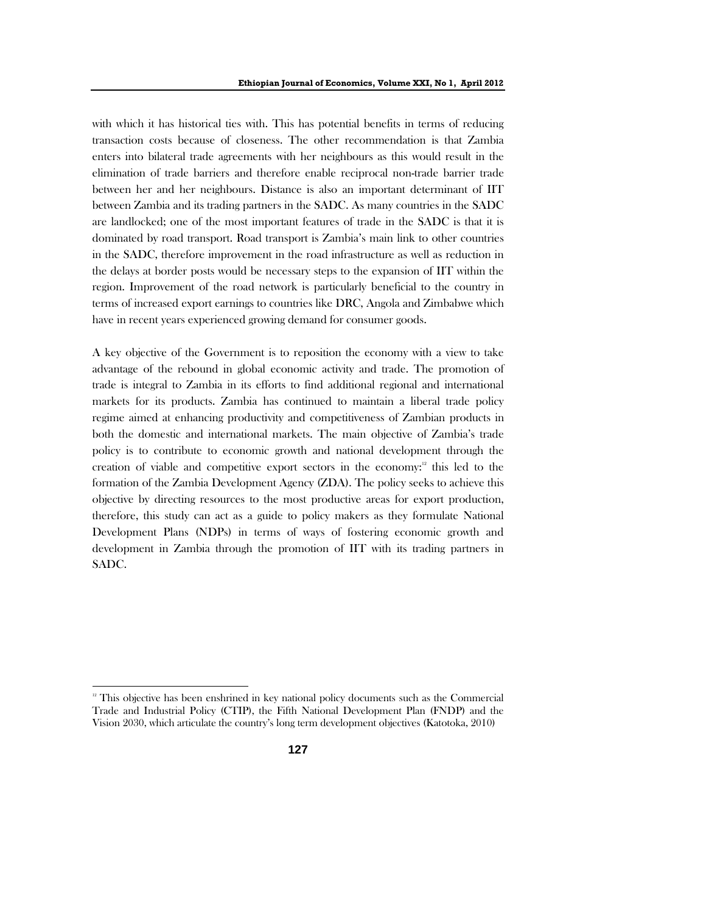with which it has historical ties with. This has potential benefits in terms of reducing transaction costs because of closeness. The other recommendation is that Zambia enters into bilateral trade agreements with her neighbours as this would result in the elimination of trade barriers and therefore enable reciprocal non-trade barrier trade between her and her neighbours. Distance is also an important determinant of IIT between Zambia and its trading partners in the SADC. As many countries in the SADC are landlocked; one of the most important features of trade in the SADC is that it is dominated by road transport. Road transport is Zambia's main link to other countries in the SADC, therefore improvement in the road infrastructure as well as reduction in the delays at border posts would be necessary steps to the expansion of IIT within the region. Improvement of the road network is particularly beneficial to the country in terms of increased export earnings to countries like DRC, Angola and Zimbabwe which have in recent years experienced growing demand for consumer goods.

A key objective of the Government is to reposition the economy with a view to take advantage of the rebound in global economic activity and trade. The promotion of trade is integral to Zambia in its efforts to find additional regional and international markets for its products. Zambia has continued to maintain a liberal trade policy regime aimed at enhancing productivity and competitiveness of Zambian products in both the domestic and international markets. The main objective of Zambia's trade policy is to contribute to economic growth and national development through the creation of viable and competitive export sectors in the economy:[12] this led to the formation of the Zambia Development Agency (ZDA). The policy seeks to achieve this objective by directing resources to the most productive areas for export production, therefore, this study can act as a guide to policy makers as they formulate National Development Plans (NDPs) in terms of ways of fostering economic growth and development in Zambia through the promotion of IIT with its trading partners in SADC.

[12] This objective has been enshrined in key national policy documents such as the Commercial Trade and Industrial Policy (CTIP), the Fifth National Development Plan (FNDP) and the Vision 2030, which articulate the country's long term development objectives (Katotoka, 2010)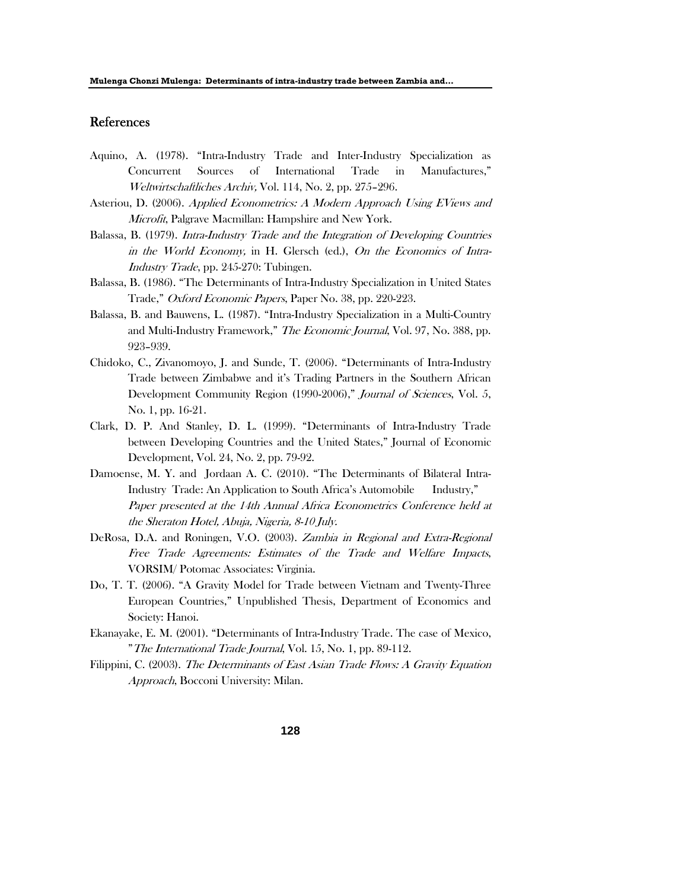## References

Aquino, A. (1978). "Intra-Industry Trade and Inter-Industry Specialization as Concurrent Sources of International Trade in Manufactures," *Weltwirtschaftliches Archiv,* Vol. 114, No. 2, pp. 275–296.

Asteriou, D. (2006). *Applied Econometrics: A Modern Approach Using EViews and Microfit*, Palgrave Macmillan: Hampshire and New York.

Balassa, B. (1979). *Intra-Industry Trade and the Integration of Developing Countries in the World Economy,* in H. Glersch (ed.), *On the Economics of Intra-Industry Trade*, pp. 245-270: Tubingen.

Balassa, B. (1986). "The Determinants of Intra-Industry Specialization in United States Trade," *Oxford Economic Papers*, Paper No. 38, pp. 220-223.

Balassa, B. and Bauwens, L. (1987). "Intra-Industry Specialization in a Multi-Country and Multi-Industry Framework," *The Economic Journal*, Vol. 97, No. 388, pp. 923–939.

Chidoko, C., Zivanomoyo, J. and Sunde, T. (2006). "Determinants of Intra-Industry Trade between Zimbabwe and it's Trading Partners in the Southern African Development Community Region (1990-2006)," *Journal of Sciences*, Vol. 5, No. 1, pp. 16-21.

Clark, D. P. And Stanley, D. L. (1999). "Determinants of Intra-Industry Trade between Developing Countries and the United States," Journal of Economic Development, Vol. 24, No. 2, pp. 79-92.

Damoense, M. Y. and Jordaan A. C. (2010). "The Determinants of Bilateral Intra-Industry Trade: An Application to South Africa's Automobile Industry," *Paper presented at the 14th Annual Africa Econometrics Conference held at the Sheraton Hotel, Abuja, Nigeria, 8-10 July.*

DeRosa, D.A. and Roningen, V.O. (2003). *Zambia in Regional and Extra-Regional Free Trade Agreements: Estimates of the Trade and Welfare Impacts*, VORSIM/ Potomac Associates: Virginia.

Do, T. T. (2006). "A Gravity Model for Trade between Vietnam and Twenty-Three European Countries," Unpublished Thesis, Department of Economics and Society: Hanoi.

Ekanayake, E. M. (2001). "Determinants of Intra-Industry Trade. The case of Mexico, "*The International Trade Journal*, Vol. 15, No. 1, pp. 89-112.

Filippini, C. (2003). *The Determinants of East Asian Trade Flows: A Gravity Equation Approach*, Bocconi University: Milan.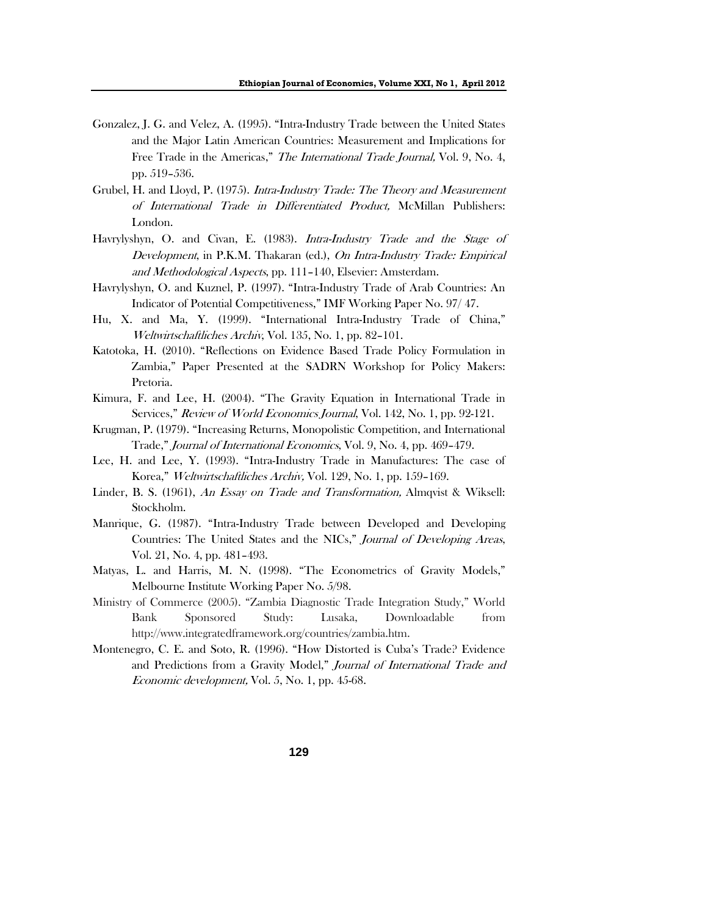Gonzalez, J. G. and Velez, A. (1995). "Intra-Industry Trade between the United States and the Major Latin American Countries: Measurement and Implications for Free Trade in the Americas," *The International Trade Journal,* Vol. 9, No. 4, pp. 519–536.

Grubel, H. and Lloyd, P. (1975). *Intra-Industry Trade: The Theory and Measurement of International Trade in Differentiated Product,* McMillan Publishers: London.

Havrylyshyn, O. and Civan, E. (1983). *Intra-Industry Trade and the Stage of Development*, in P.K.M. Thakaran (ed.), *On Intra-Industry Trade: Empirical and Methodological Aspects*, pp. 111–140, Elsevier: Amsterdam.

Havrylyshyn, O. and Kuznel, P. (1997). "Intra-Industry Trade of Arab Countries: An Indicator of Potential Competitiveness," IMF Working Paper No. 97/ 47.

Hu, X. and Ma, Y. (1999). "International Intra-Industry Trade of China," *Weltwirtschaftliches Archiv*, Vol. 135, No. 1, pp. 82–101.

Katotoka, H. (2010). "Reflections on Evidence Based Trade Policy Formulation in Zambia," Paper Presented at the SADRN Workshop for Policy Makers: Pretoria.

Kimura, F. and Lee, H. (2004). "The Gravity Equation in International Trade in Services," *Review of World Economics Journal*, Vol. 142, No. 1, pp. 92-121.

Krugman, P. (1979). "Increasing Returns, Monopolistic Competition, and International Trade," *Journal of International Economics*, Vol. 9, No. 4, pp. 469–479.

Lee, H. and Lee, Y. (1993). "Intra-Industry Trade in Manufactures: The case of Korea," *Weltwirtschaftliches Archiv,* Vol. 129, No. 1, pp. 159–169.

Linder, B. S. (1961), *An Essay on Trade and Transformation,* Almqvist & Wiksell: Stockholm.

Manrique, G. (1987). "Intra-Industry Trade between Developed and Developing Countries: The United States and the NICs," *Journal of Developing Areas*, Vol. 21, No. 4, pp. 481–493.

Matyas, L. and Harris, M. N. (1998). "The Econometrics of Gravity Models," Melbourne Institute Working Paper No. 5/98.

Ministry of Commerce (2005). "Zambia Diagnostic Trade Integration Study," World Bank Sponsored Study: Lusaka, Downloadable from http://www.integratedframework.org/countries/zambia.htm.

Montenegro, C. E. and Soto, R. (1996). "How Distorted is Cuba's Trade? Evidence and Predictions from a Gravity Model," *Journal of International Trade and Economic development,* Vol. 5, No. 1, pp. 45-68.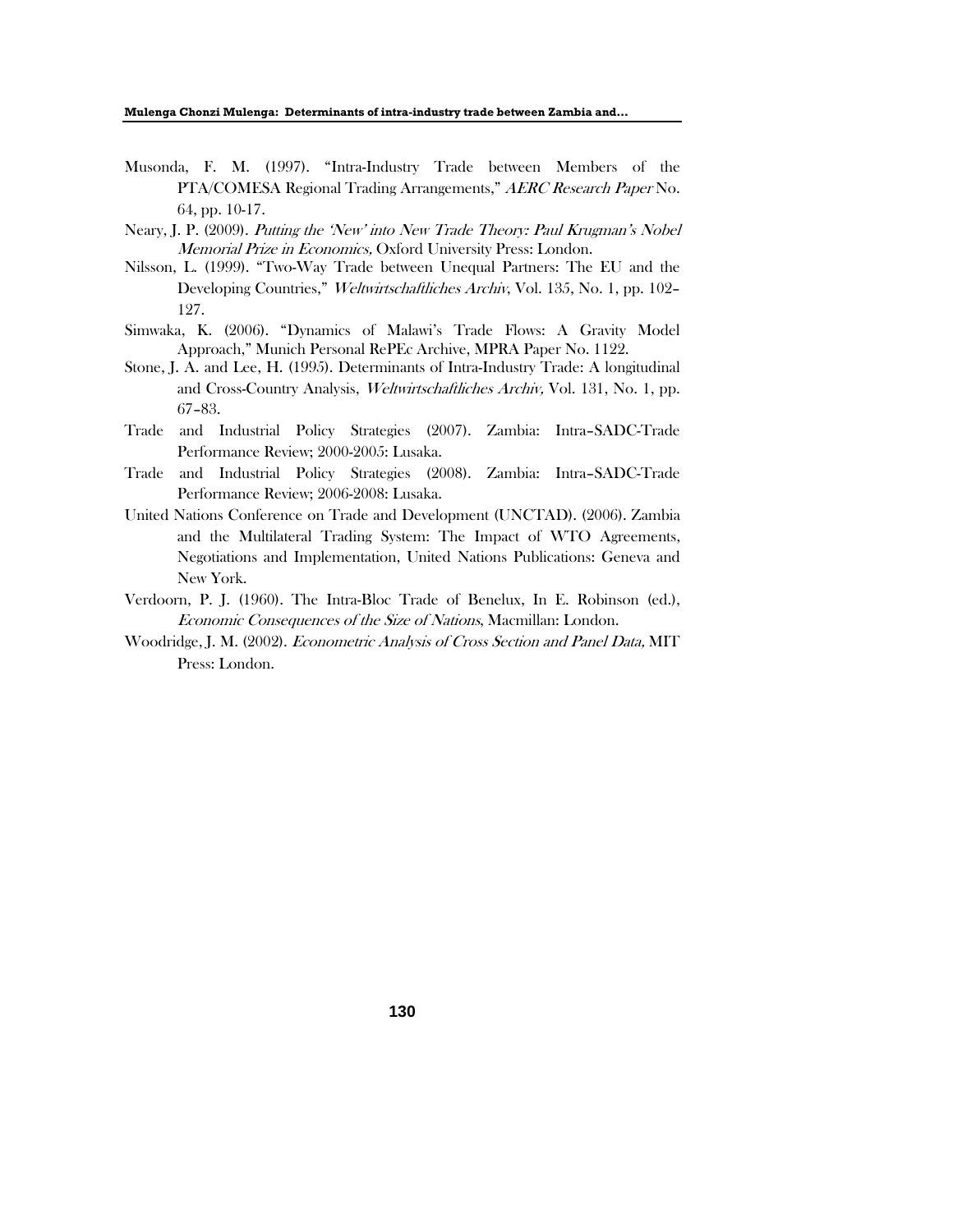Musonda, F. M. (1997). "Intra-Industry Trade between Members of the PTA/COMESA Regional Trading Arrangements," *AERC Research Paper* No. 64, pp. 10-17.

Neary, J. P. (2009). *Putting the 'New' into New Trade Theory: Paul Krugman's Nobel Memorial Prize in Economics,* Oxford University Press: London.

Nilsson, L. (1999). "Two-Way Trade between Unequal Partners: The EU and the Developing Countries," *Weltwirtschaftliches Archiv*, Vol. 135, No. 1, pp. 102–127.

Simwaka, K. (2006). "Dynamics of Malawi's Trade Flows: A Gravity Model Approach," Munich Personal RePEc Archive, MPRA Paper No. 1122.

Stone, J. A. and Lee, H. (1995). Determinants of Intra-Industry Trade: A longitudinal and Cross-Country Analysis, *Weltwirtschaftliches Archiv,* Vol. 131, No. 1, pp. 67–83.

Trade and Industrial Policy Strategies (2007). Zambia: Intra–SADC-Trade Performance Review; 2000-2005: Lusaka.

Trade and Industrial Policy Strategies (2008). Zambia: Intra–SADC-Trade Performance Review; 2006-2008: Lusaka.

United Nations Conference on Trade and Development (UNCTAD). (2006). Zambia and the Multilateral Trading System: The Impact of WTO Agreements, Negotiations and Implementation, United Nations Publications: Geneva and New York.

Verdoorn, P. J. (1960). The Intra-Bloc Trade of Benelux, In E. Robinson (ed.), *Economic Consequences of the Size of Nations*, Macmillan: London.

Woodridge, J. M. (2002). *Econometric Analysis of Cross Section and Panel Data,* MIT Press: London.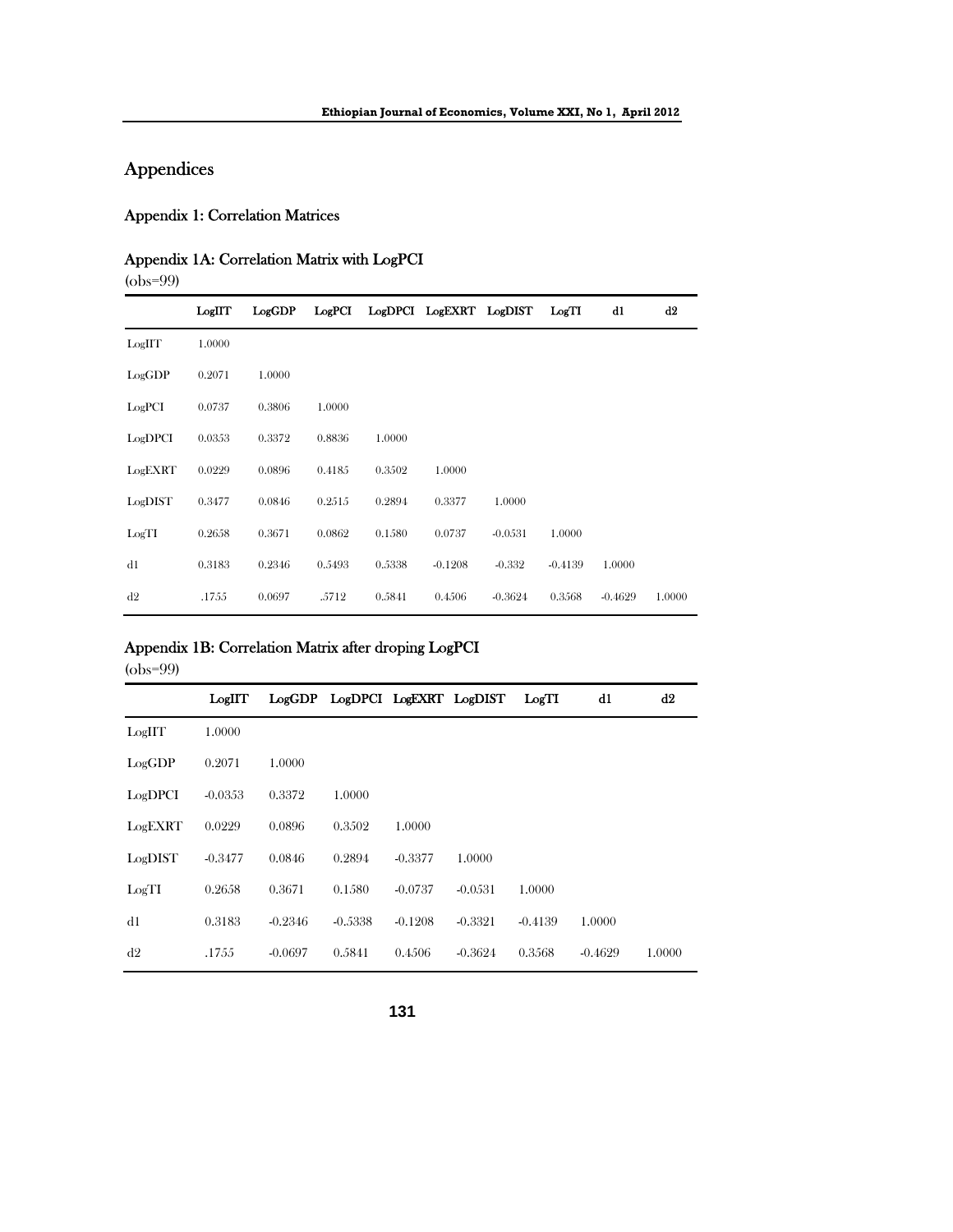# Appendices

## Appendix 1: Correlation Matrices

### Appendix 1A: Correlation Matrix with LogPCI

(obs=99)

| | LogIIT | LogGDP | LogPCI | LogDPCI | LogEXRT | LogDIST | LogTI | d1 | d2 |
|---|---|---|---|---|---|---|---|---|---|
| LogIIT | 1.0000 | | | | | | | | |
| LogGDP | 0.2071 | 1.0000 | | | | | | | |
| LogPCI | 0.0737 | 0.3806 | 1.0000 | | | | | | |
| LogDPCI | 0.0353 | 0.3372 | 0.8836 | 1.0000 | | | | | |
| LogEXRT | 0.0229 | 0.0896 | 0.4185 | 0.3502 | 1.0000 | | | | |
| LogDIST | 0.3477 | 0.0846 | 0.2515 | 0.2894 | 0.3377 | 1.0000 | | | |
| LogTI | 0.2658 | 0.3671 | 0.0862 | 0.1580 | 0.0737 | -0.0531 | 1.0000 | | |
| d1 | 0.3183 | 0.2346 | 0.5493 | 0.5338 | -0.1208 | -0.332 | -0.4139 | 1.0000 | |
| d2 | .1755 | 0.0697 | .5712 | 0.5841 | 0.4506 | -0.3624 | 0.3568 | -0.4629 | 1.0000 |

### Appendix 1B: Correlation Matrix after droping LogPCI

(obs=99)

| | LogIIT | LogGDP | LogDPCI | LogEXRT | LogDIST | LogTI | d1 | d2 |
|---|---|---|---|---|---|---|---|---|
| LogIIT | 1.0000 | | | | | | | |
| LogGDP | 0.2071 | 1.0000 | | | | | | |
| LogDPCI | -0.0353 | 0.3372 | 1.0000 | | | | | |
| LogEXRT | 0.0229 | 0.0896 | 0.3502 | 1.0000 | | | | |
| LogDIST | -0.3477 | 0.0846 | 0.2894 | -0.3377 | 1.0000 | | | |
| LogTI | 0.2658 | 0.3671 | 0.1580 | -0.0737 | -0.0531 | 1.0000 | | |
| d1 | 0.3183 | -0.2346 | -0.5338 | -0.1208 | -0.3321 | -0.4139 | 1.0000 | |
| d2 | .1755 | -0.0697 | 0.5841 | 0.4506 | -0.3624 | 0.3568 | -0.4629 | 1.0000 |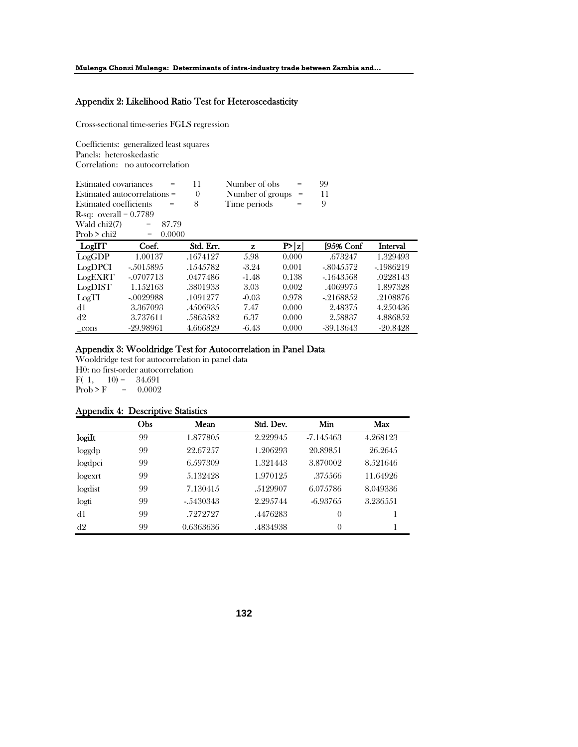## Appendix 2: Likelihood Ratio Test for Heteroscedasticity

Cross-sectional time-series FGLS regression

Coefficients: generalized least squares
Panels: heteroskedastic
Correlation: no autocorrelation

Estimated covariances = 11 Number of obs = 99
Estimated autocorrelations = 0 Number of groups = 11
Estimated coefficients = 8 Time periods = 9
R-sq: overall = 0.7789
Wald chi2(7) = 87.79
Prob > chi2 = 0.0000

| LogIIT | Coef. | Std. Err. | z | P>\|z\| | [95% Conf | Interval |
|---|---|---|---|---|---|---|
| LogGDP | 1.00137 | .1674127 | 5.98 | 0.000 | .673247 | 1.329493 |
| LogDPCI | -.5015895 | .1545782 | -3.24 | 0.001 | -.8045572 | -.1986219 |
| LogEXRT | -.0707713 | .0477486 | -1.48 | 0.138 | -.1643568 | .0228143 |
| LogDIST | 1.152163 | .3801933 | 3.03 | 0.002 | .4069975 | 1.897328 |
| LogTI | -.0029988 | .1091277 | -0.03 | 0.978 | -.2168852 | .2108876 |
| d1 | 3.367093 | .4506935 | 7.47 | 0.000 | 2.48375 | 4.250436 |
| d2 | 3.737611 | .5863582 | 6.37 | 0.000 | 2.58837 | 4.886852 |
| _cons | -29.98961 | 4.666829 | -6.43 | 0.000 | -39.13643 | -20.8428 |

## Appendix 3: Wooldridge Test for Autocorrelation in Panel Data

Wooldridge test for autocorrelation in panel data
H0: no first-order autocorrelation
F( 1, 10) = 34.691
Prob > F = 0.0002

## Appendix 4: Descriptive Statistics

| | Obs | Mean | Std. Dev. | Min | Max |
|---|---|---|---|---|---|
| **logiIt** | 99 | 1.877805 | 2.229945 | -7.145463 | 4.268123 |
| loggdp | 99 | 22.67257 | 1.206293 | 20.89851 | 26.2645 |
| logdpci | 99 | 6.597309 | 1.321443 | 3.870002 | 8.521646 |
| logexrt | 99 | 5.132428 | 1.970125 | .375566 | 11.64926 |
| logdist | 99 | 7.130415 | .5129907 | 6.075786 | 8.049336 |
| logti | 99 | -.5430343 | 2.295744 | -6.93765 | 3.236551 |
| d1 | 99 | .7272727 | .4476283 | 0 | 1 |
| d2 | 99 | 0.6363636 | .4834938 | 0 | 1 |